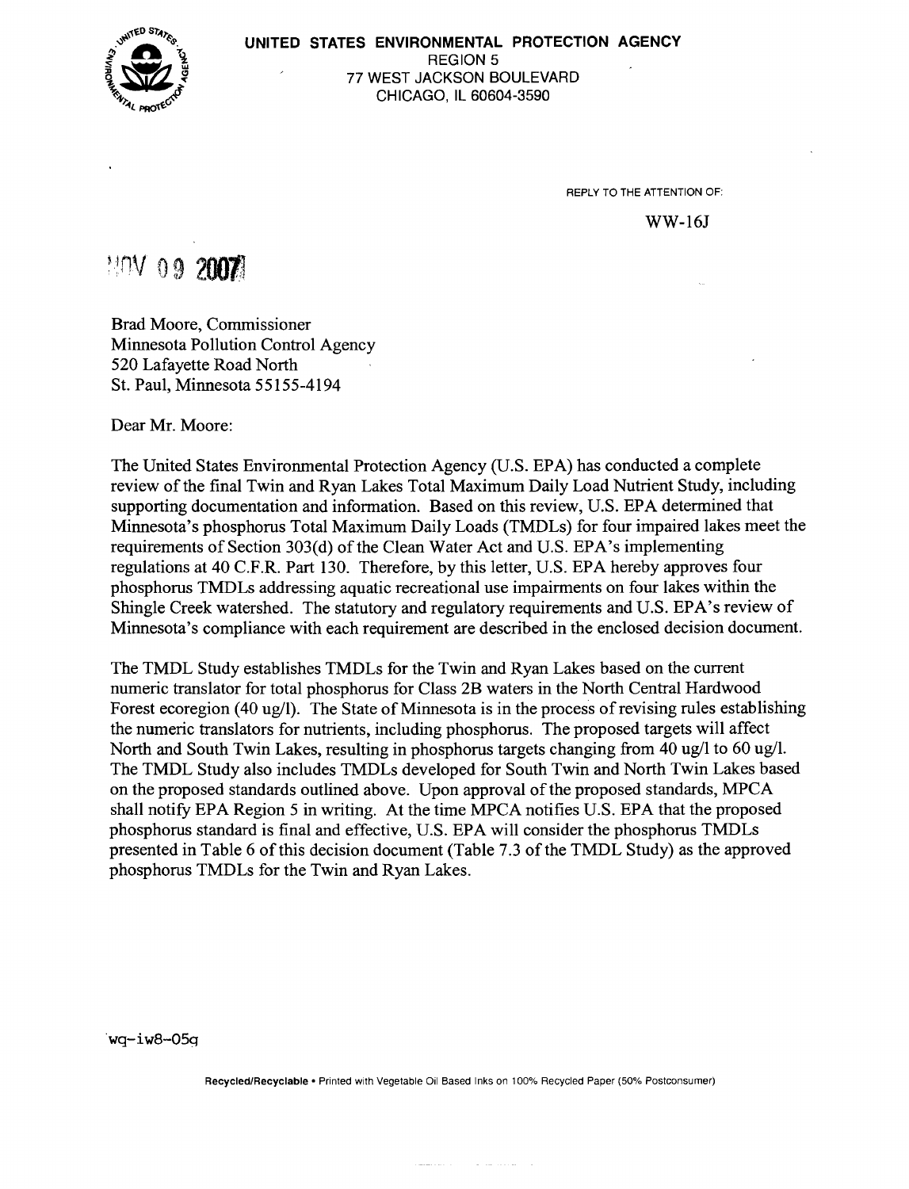**UNITED STATES ENVIRONMENTAL PROTECTION AGENCY**
REGION 5
77 WEST JACKSON BOULEVARD
CHICAGO, IL 60604-3590

REPLY TO THE ATTENTION OF:

WW-16J

NOV 09 2007

Brad Moore, Commissioner
Minnesota Pollution Control Agency
520 Lafayette Road North
St. Paul, Minnesota 55155-4194

Dear Mr. Moore:

The United States Environmental Protection Agency (U.S. EPA) has conducted a complete review of the final Twin and Ryan Lakes Total Maximum Daily Load Nutrient Study, including supporting documentation and information. Based on this review, U.S. EPA determined that Minnesota's phosphorus Total Maximum Daily Loads (TMDLs) for four impaired lakes meet the requirements of Section 303(d) of the Clean Water Act and U.S. EPA's implementing regulations at 40 C.F.R. Part 130. Therefore, by this letter, U.S. EPA hereby approves four phosphorus TMDLs addressing aquatic recreational use impairments on four lakes within the Shingle Creek watershed. The statutory and regulatory requirements and U.S. EPA's review of Minnesota's compliance with each requirement are described in the enclosed decision document.

The TMDL Study establishes TMDLs for the Twin and Ryan Lakes based on the current numeric translator for total phosphorus for Class 2B waters in the North Central Hardwood Forest ecoregion (40 ug/l). The State of Minnesota is in the process of revising rules establishing the numeric translators for nutrients, including phosphorus. The proposed targets will affect North and South Twin Lakes, resulting in phosphorus targets changing from 40 ug/l to 60 ug/l. The TMDL Study also includes TMDLs developed for South Twin and North Twin Lakes based on the proposed standards outlined above. Upon approval of the proposed standards, MPCA shall notify EPA Region 5 in writing. At the time MPCA notifies U.S. EPA that the proposed phosphorus standard is final and effective, U.S. EPA will consider the phosphorus TMDLs presented in Table 6 of this decision document (Table 7.3 of the TMDL Study) as the approved phosphorus TMDLs for the Twin and Ryan Lakes.

wq-iw8-05g

Recycled/Recyclable • Printed with Vegetable Oil Based Inks on 100% Recycled Paper (50% Postconsumer)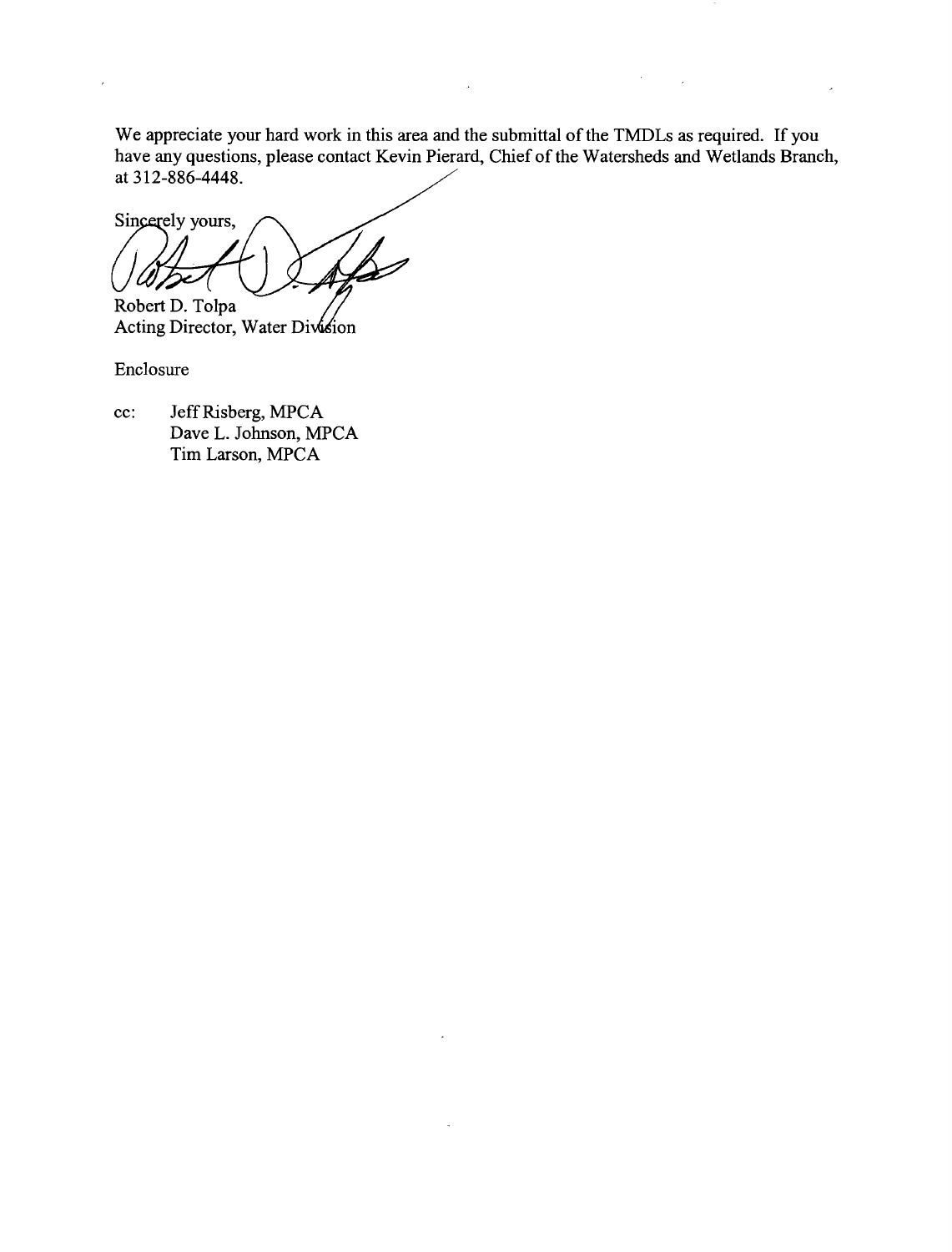We appreciate your hard work in this area and the submittal of the TMDLs as required. If you have any questions, please contact Kevin Pierard, Chief of the Watersheds and Wetlands Branch, at 312-886-4448.

Sincerely yours,

Robert D. Tolpa
Acting Director, Water Division

Enclosure

cc: Jeff Risberg, MPCA
Dave L. Johnson, MPCA
Tim Larson, MPCA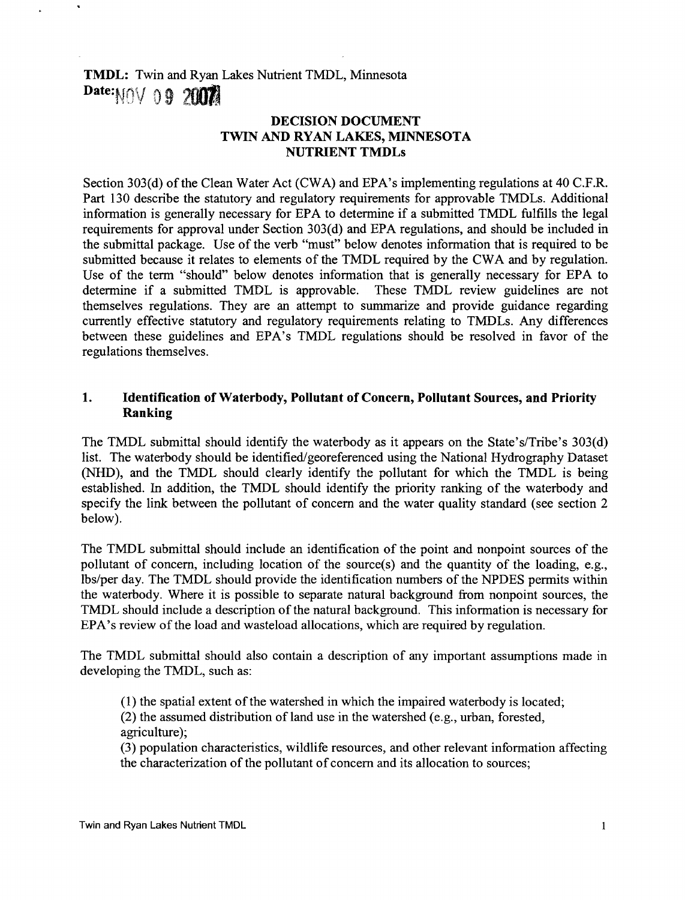**TMDL:** Twin and Ryan Lakes Nutrient TMDL, Minnesota
**Date:** NOV 09 2007

## DECISION DOCUMENT
## TWIN AND RYAN LAKES, MINNESOTA
## NUTRIENT TMDLs

Section 303(d) of the Clean Water Act (CWA) and EPA's implementing regulations at 40 C.F.R. Part 130 describe the statutory and regulatory requirements for approvable TMDLs. Additional information is generally necessary for EPA to determine if a submitted TMDL fulfills the legal requirements for approval under Section 303(d) and EPA regulations, and should be included in the submittal package. Use of the verb "must" below denotes information that is required to be submitted because it relates to elements of the TMDL required by the CWA and by regulation. Use of the term "should" below denotes information that is generally necessary for EPA to determine if a submitted TMDL is approvable. These TMDL review guidelines are not themselves regulations. They are an attempt to summarize and provide guidance regarding currently effective statutory and regulatory requirements relating to TMDLs. Any differences between these guidelines and EPA's TMDL regulations should be resolved in favor of the regulations themselves.

### 1. Identification of Waterbody, Pollutant of Concern, Pollutant Sources, and Priority Ranking

The TMDL submittal should identify the waterbody as it appears on the State's/Tribe's 303(d) list. The waterbody should be identified/georeferenced using the National Hydrography Dataset (NHD), and the TMDL should clearly identify the pollutant for which the TMDL is being established. In addition, the TMDL should identify the priority ranking of the waterbody and specify the link between the pollutant of concern and the water quality standard (see section 2 below).

The TMDL submittal should include an identification of the point and nonpoint sources of the pollutant of concern, including location of the source(s) and the quantity of the loading, e.g., lbs/per day. The TMDL should provide the identification numbers of the NPDES permits within the waterbody. Where it is possible to separate natural background from nonpoint sources, the TMDL should include a description of the natural background. This information is necessary for EPA's review of the load and wasteload allocations, which are required by regulation.

The TMDL submittal should also contain a description of any important assumptions made in developing the TMDL, such as:

(1) the spatial extent of the watershed in which the impaired waterbody is located;
(2) the assumed distribution of land use in the watershed (e.g., urban, forested, agriculture);
(3) population characteristics, wildlife resources, and other relevant information affecting the characterization of the pollutant of concern and its allocation to sources;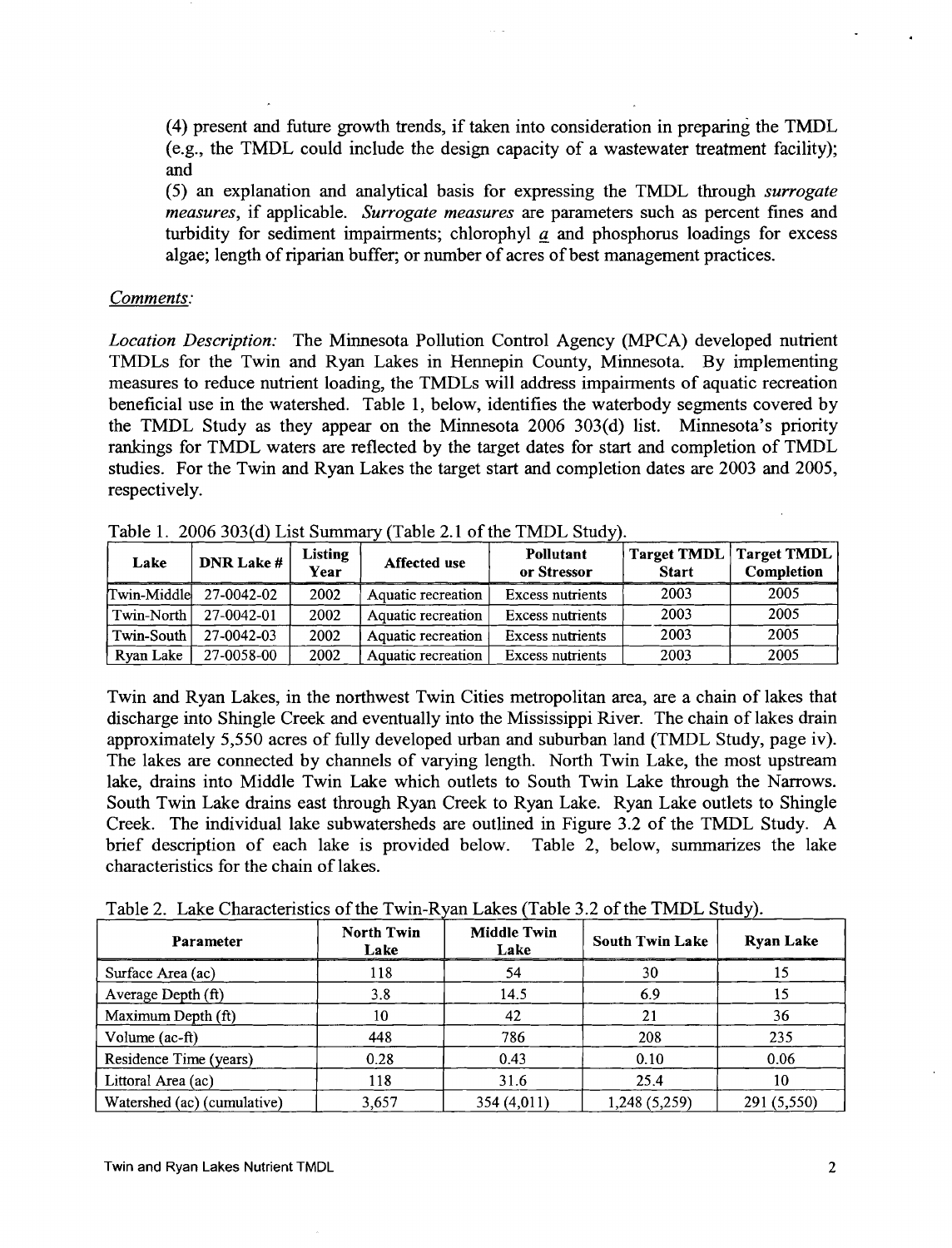(4) present and future growth trends, if taken into consideration in preparing the TMDL (e.g., the TMDL could include the design capacity of a wastewater treatment facility); and

(5) an explanation and analytical basis for expressing the TMDL through *surrogate measures*, if applicable. *Surrogate measures* are parameters such as percent fines and turbidity for sediment impairments; chlorophyll *a* and phosphorus loadings for excess algae; length of riparian buffer; or number of acres of best management practices.

*Comments:*

*Location Description:* The Minnesota Pollution Control Agency (MPCA) developed nutrient TMDLs for the Twin and Ryan Lakes in Hennepin County, Minnesota. By implementing measures to reduce nutrient loading, the TMDLs will address impairments of aquatic recreation beneficial use in the watershed. Table 1, below, identifies the waterbody segments covered by the TMDL Study as they appear on the Minnesota 2006 303(d) list. Minnesota's priority rankings for TMDL waters are reflected by the target dates for start and completion of TMDL studies. For the Twin and Ryan Lakes the target start and completion dates are 2003 and 2005, respectively.

Table 1. 2006 303(d) List Summary (Table 2.1 of the TMDL Study).

| Lake | DNR Lake # | Listing Year | Affected use | Pollutant or Stressor | Target TMDL Start | Target TMDL Completion |
|---|---|---|---|---|---|---|
| Twin-Middle | 27-0042-02 | 2002 | Aquatic recreation | Excess nutrients | 2003 | 2005 |
| Twin-North | 27-0042-01 | 2002 | Aquatic recreation | Excess nutrients | 2003 | 2005 |
| Twin-South | 27-0042-03 | 2002 | Aquatic recreation | Excess nutrients | 2003 | 2005 |
| Ryan Lake | 27-0058-00 | 2002 | Aquatic recreation | Excess nutrients | 2003 | 2005 |

Twin and Ryan Lakes, in the northwest Twin Cities metropolitan area, are a chain of lakes that discharge into Shingle Creek and eventually into the Mississippi River. The chain of lakes drain approximately 5,550 acres of fully developed urban and suburban land (TMDL Study, page iv). The lakes are connected by channels of varying length. North Twin Lake, the most upstream lake, drains into Middle Twin Lake which outlets to South Twin Lake through the Narrows. South Twin Lake drains east through Ryan Creek to Ryan Lake. Ryan Lake outlets to Shingle Creek. The individual lake subwatersheds are outlined in Figure 3.2 of the TMDL Study. A brief description of each lake is provided below. Table 2, below, summarizes the lake characteristics for the chain of lakes.

Table 2. Lake Characteristics of the Twin-Ryan Lakes (Table 3.2 of the TMDL Study).

| Parameter | North Twin Lake | Middle Twin Lake | South Twin Lake | Ryan Lake |
|---|---|---|---|---|
| Surface Area (ac) | 118 | 54 | 30 | 15 |
| Average Depth (ft) | 3.8 | 14.5 | 6.9 | 15 |
| Maximum Depth (ft) | 10 | 42 | 21 | 36 |
| Volume (ac-ft) | 448 | 786 | 208 | 235 |
| Residence Time (years) | 0.28 | 0.43 | 0.10 | 0.06 |
| Littoral Area (ac) | 118 | 31.6 | 25.4 | 10 |
| Watershed (ac) (cumulative) | 3,657 | 354 (4,011) | 1,248 (5,259) | 291 (5,550) |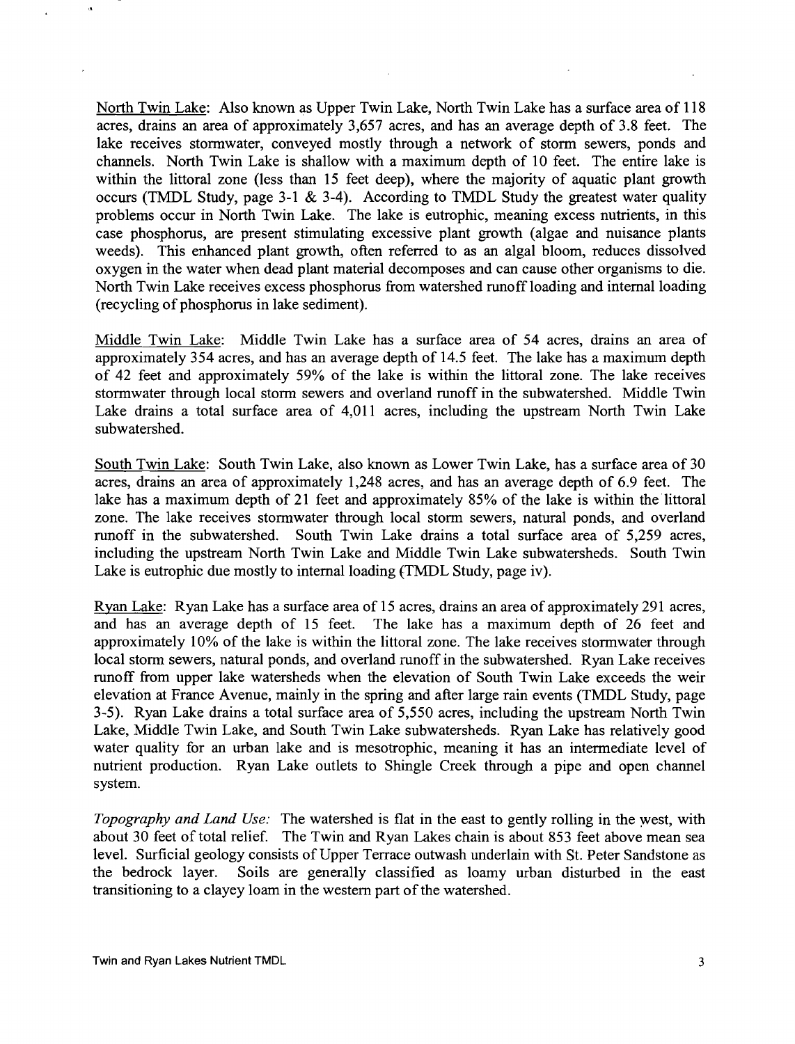Underlined: North Twin Lake: Also known as Upper Twin Lake, North Twin Lake has a surface area of 118 acres, drains an area of approximately 3,657 acres, and has an average depth of 3.8 feet. The lake receives stormwater, conveyed mostly through a network of storm sewers, ponds and channels. North Twin Lake is shallow with a maximum depth of 10 feet. The entire lake is within the littoral zone (less than 15 feet deep), where the majority of aquatic plant growth occurs (TMDL Study, page 3-1 & 3-4). According to TMDL Study the greatest water quality problems occur in North Twin Lake. The lake is eutrophic, meaning excess nutrients, in this case phosphorus, are present stimulating excessive plant growth (algae and nuisance plants weeds). This enhanced plant growth, often referred to as an algal bloom, reduces dissolved oxygen in the water when dead plant material decomposes and can cause other organisms to die. North Twin Lake receives excess phosphorus from watershed runoff loading and internal loading (recycling of phosphorus in lake sediment).

Middle Twin Lake: Middle Twin Lake has a surface area of 54 acres, drains an area of approximately 354 acres, and has an average depth of 14.5 feet. The lake has a maximum depth of 42 feet and approximately 59% of the lake is within the littoral zone. The lake receives stormwater through local storm sewers and overland runoff in the subwatershed. Middle Twin Lake drains a total surface area of 4,011 acres, including the upstream North Twin Lake subwatershed.

South Twin Lake: South Twin Lake, also known as Lower Twin Lake, has a surface area of 30 acres, drains an area of approximately 1,248 acres, and has an average depth of 6.9 feet. The lake has a maximum depth of 21 feet and approximately 85% of the lake is within the littoral zone. The lake receives stormwater through local storm sewers, natural ponds, and overland runoff in the subwatershed. South Twin Lake drains a total surface area of 5,259 acres, including the upstream North Twin Lake and Middle Twin Lake subwatersheds. South Twin Lake is eutrophic due mostly to internal loading (TMDL Study, page iv).

Ryan Lake: Ryan Lake has a surface area of 15 acres, drains an area of approximately 291 acres, and has an average depth of 15 feet. The lake has a maximum depth of 26 feet and approximately 10% of the lake is within the littoral zone. The lake receives stormwater through local storm sewers, natural ponds, and overland runoff in the subwatershed. Ryan Lake receives runoff from upper lake watersheds when the elevation of South Twin Lake exceeds the weir elevation at France Avenue, mainly in the spring and after large rain events (TMDL Study, page 3-5). Ryan Lake drains a total surface area of 5,550 acres, including the upstream North Twin Lake, Middle Twin Lake, and South Twin Lake subwatersheds. Ryan Lake has relatively good water quality for an urban lake and is mesotrophic, meaning it has an intermediate level of nutrient production. Ryan Lake outlets to Shingle Creek through a pipe and open channel system.

*Topography and Land Use:* The watershed is flat in the east to gently rolling in the west, with about 30 feet of total relief. The Twin and Ryan Lakes chain is about 853 feet above mean sea level. Surficial geology consists of Upper Terrace outwash underlain with St. Peter Sandstone as the bedrock layer. Soils are generally classified as loamy urban disturbed in the east transitioning to a clayey loam in the western part of the watershed.

North Twin Lake: Also known as Upper Twin Lake, North Twin Lake has a surface area of 118 acres, drains an area of approximately 3,657 acres, and has an average depth of 3.8 feet. The lake receives stormwater, conveyed mostly through a network of storm sewers, ponds and channels. North Twin Lake is shallow with a maximum depth of 10 feet. The entire lake is within the littoral zone (less than 15 feet deep), where the majority of aquatic plant growth occurs (TMDL Study, page 3-1 & 3-4). According to TMDL Study the greatest water quality problems occur in North Twin Lake. The lake is eutrophic, meaning excess nutrients, in this case phosphorus, are present stimulating excessive plant growth (algae and nuisance plants weeds). This enhanced plant growth, often referred to as an algal bloom, reduces dissolved oxygen in the water when dead plant material decomposes and can cause other organisms to die. North Twin Lake receives excess phosphorus from watershed runoff loading and internal loading (recycling of phosphorus in lake sediment).

Middle Twin Lake: Middle Twin Lake has a surface area of 54 acres, drains an area of approximately 354 acres, and has an average depth of 14.5 feet. The lake has a maximum depth of 42 feet and approximately 59% of the lake is within the littoral zone. The lake receives stormwater through local storm sewers and overland runoff in the subwatershed. Middle Twin Lake drains a total surface area of 4,011 acres, including the upstream North Twin Lake subwatershed.

South Twin Lake: South Twin Lake, also known as Lower Twin Lake, has a surface area of 30 acres, drains an area of approximately 1,248 acres, and has an average depth of 6.9 feet. The lake has a maximum depth of 21 feet and approximately 85% of the lake is within the littoral zone. The lake receives stormwater through local storm sewers, natural ponds, and overland runoff in the subwatershed. South Twin Lake drains a total surface area of 5,259 acres, including the upstream North Twin Lake and Middle Twin Lake subwatersheds. South Twin Lake is eutrophic due mostly to internal loading (TMDL Study, page iv).

Ryan Lake: Ryan Lake has a surface area of 15 acres, drains an area of approximately 291 acres, and has an average depth of 15 feet. The lake has a maximum depth of 26 feet and approximately 10% of the lake is within the littoral zone. The lake receives stormwater through local storm sewers, natural ponds, and overland runoff in the subwatershed. Ryan Lake receives runoff from upper lake watersheds when the elevation of South Twin Lake exceeds the weir elevation at France Avenue, mainly in the spring and after large rain events (TMDL Study, page 3-5). Ryan Lake drains a total surface area of 5,550 acres, including the upstream North Twin Lake, Middle Twin Lake, and South Twin Lake subwatersheds. Ryan Lake has relatively good water quality for an urban lake and is mesotrophic, meaning it has an intermediate level of nutrient production. Ryan Lake outlets to Shingle Creek through a pipe and open channel system.

*Topography and Land Use:* The watershed is flat in the east to gently rolling in the west, with about 30 feet of total relief. The Twin and Ryan Lakes chain is about 853 feet above mean sea level. Surficial geology consists of Upper Terrace outwash underlain with St. Peter Sandstone as the bedrock layer. Soils are generally classified as loamy urban disturbed in the east transitioning to a clayey loam in the western part of the watershed.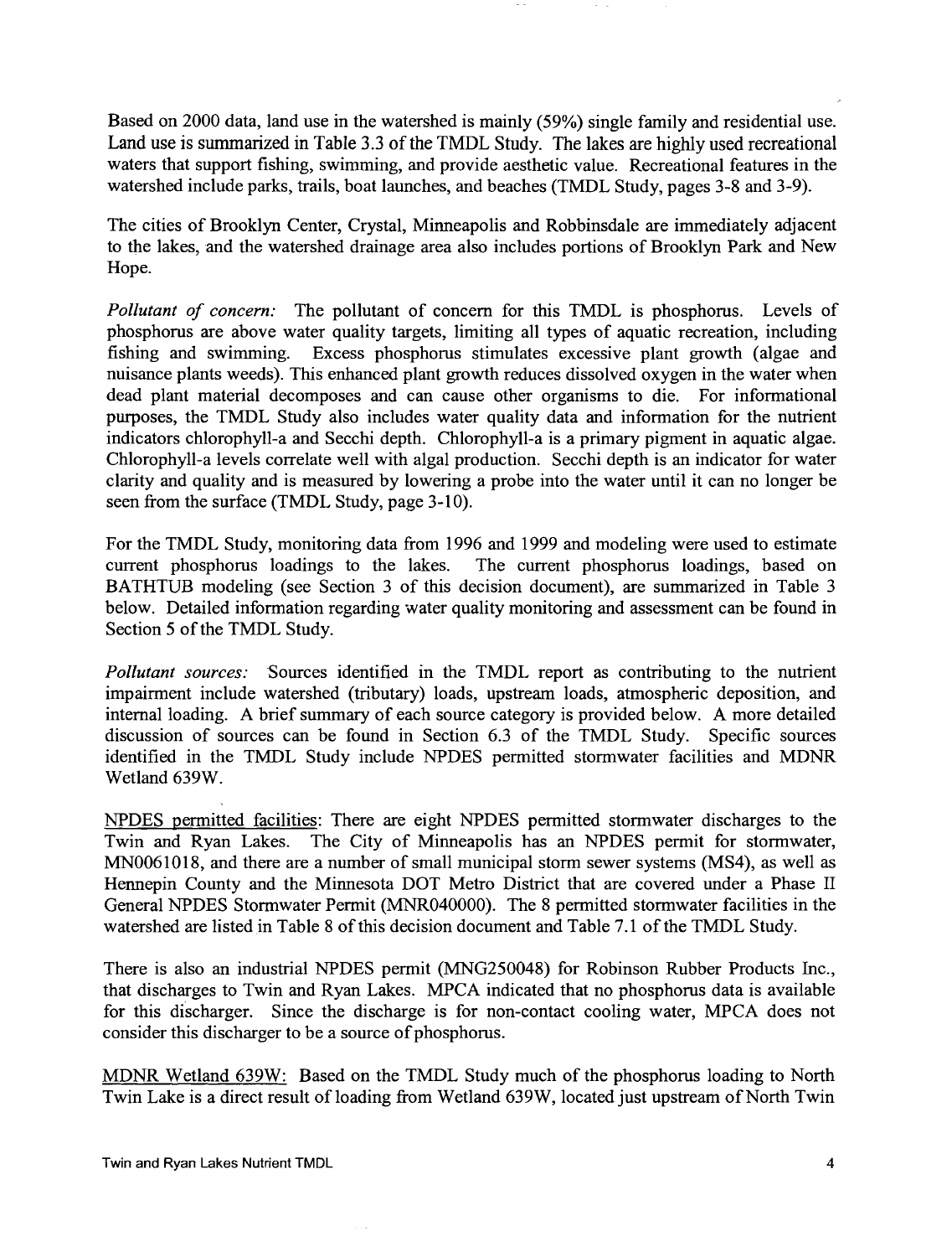Based on 2000 data, land use in the watershed is mainly (59%) single family and residential use. Land use is summarized in Table 3.3 of the TMDL Study. The lakes are highly used recreational waters that support fishing, swimming, and provide aesthetic value. Recreational features in the watershed include parks, trails, boat launches, and beaches (TMDL Study, pages 3-8 and 3-9).

The cities of Brooklyn Center, Crystal, Minneapolis and Robbinsdale are immediately adjacent to the lakes, and the watershed drainage area also includes portions of Brooklyn Park and New Hope.

*Pollutant of concern:* The pollutant of concern for this TMDL is phosphorus. Levels of phosphorus are above water quality targets, limiting all types of aquatic recreation, including fishing and swimming. Excess phosphorus stimulates excessive plant growth (algae and nuisance plants weeds). This enhanced plant growth reduces dissolved oxygen in the water when dead plant material decomposes and can cause other organisms to die. For informational purposes, the TMDL Study also includes water quality data and information for the nutrient indicators chlorophyll-a and Secchi depth. Chlorophyll-a is a primary pigment in aquatic algae. Chlorophyll-a levels correlate well with algal production. Secchi depth is an indicator for water clarity and quality and is measured by lowering a probe into the water until it can no longer be seen from the surface (TMDL Study, page 3-10).

For the TMDL Study, monitoring data from 1996 and 1999 and modeling were used to estimate current phosphorus loadings to the lakes. The current phosphorus loadings, based on BATHTUB modeling (see Section 3 of this decision document), are summarized in Table 3 below. Detailed information regarding water quality monitoring and assessment can be found in Section 5 of the TMDL Study.

*Pollutant sources:* Sources identified in the TMDL report as contributing to the nutrient impairment include watershed (tributary) loads, upstream loads, atmospheric deposition, and internal loading. A brief summary of each source category is provided below. A more detailed discussion of sources can be found in Section 6.3 of the TMDL Study. Specific sources identified in the TMDL Study include NPDES permitted stormwater facilities and MDNR Wetland 639W.

<u>NPDES permitted facilities</u>: There are eight NPDES permitted stormwater discharges to the Twin and Ryan Lakes. The City of Minneapolis has an NPDES permit for stormwater, MN0061018, and there are a number of small municipal storm sewer systems (MS4), as well as Hennepin County and the Minnesota DOT Metro District that are covered under a Phase II General NPDES Stormwater Permit (MNR040000). The 8 permitted stormwater facilities in the watershed are listed in Table 8 of this decision document and Table 7.1 of the TMDL Study.

There is also an industrial NPDES permit (MNG250048) for Robinson Rubber Products Inc., that discharges to Twin and Ryan Lakes. MPCA indicated that no phosphorus data is available for this discharger. Since the discharge is for non-contact cooling water, MPCA does not consider this discharger to be a source of phosphorus.

<u>MDNR Wetland 639W</u>: Based on the TMDL Study much of the phosphorus loading to North Twin Lake is a direct result of loading from Wetland 639W, located just upstream of North Twin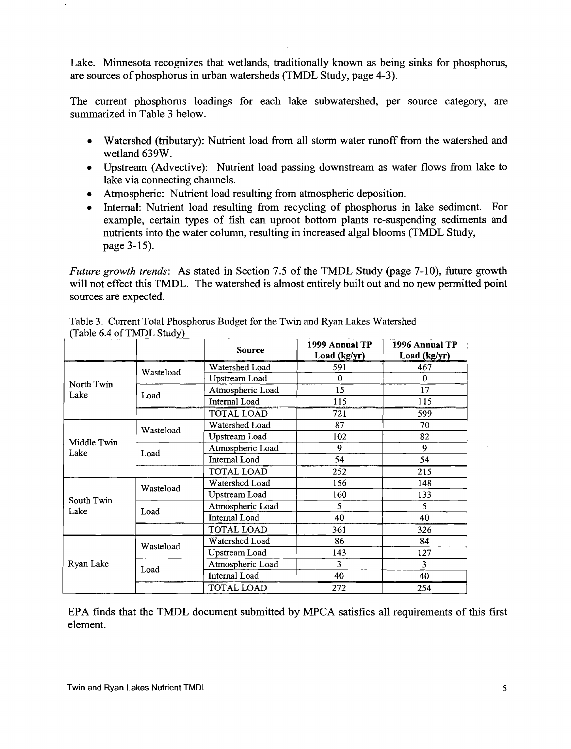Lake. Minnesota recognizes that wetlands, traditionally known as being sinks for phosphorus, are sources of phosphorus in urban watersheds (TMDL Study, page 4-3).

The current phosphorus loadings for each lake subwatershed, per source category, are summarized in Table 3 below.

- Watershed (tributary): Nutrient load from all storm water runoff from the watershed and wetland 639W.
- Upstream (Advective): Nutrient load passing downstream as water flows from lake to lake via connecting channels.
- Atmospheric: Nutrient load resulting from atmospheric deposition.
- Internal: Nutrient load resulting from recycling of phosphorus in lake sediment. For example, certain types of fish can uproot bottom plants re-suspending sediments and nutrients into the water column, resulting in increased algal blooms (TMDL Study, page 3-15).

*Future growth trends*: As stated in Section 7.5 of the TMDL Study (page 7-10), future growth will not effect this TMDL. The watershed is almost entirely built out and no new permitted point sources are expected.

Table 3. Current Total Phosphorus Budget for the Twin and Ryan Lakes Watershed (Table 6.4 of TMDL Study)

| | | Source | 1999 Annual TP Load (kg/yr) | 1996 Annual TP Load (kg/yr) |
|---|---|---|---|---|
| North Twin Lake | Wasteload | Watershed Load | 591 | 467 |
| | | Upstream Load | 0 | 0 |
| | Load | Atmospheric Load | 15 | 17 |
| | | Internal Load | 115 | 115 |
| | | TOTAL LOAD | 721 | 599 |
| Middle Twin Lake | Wasteload | Watershed Load | 87 | 70 |
| | | Upstream Load | 102 | 82 |
| | Load | Atmospheric Load | 9 | 9 |
| | | Internal Load | 54 | 54 |
| | | TOTAL LOAD | 252 | 215 |
| South Twin Lake | Wasteload | Watershed Load | 156 | 148 |
| | | Upstream Load | 160 | 133 |
| | Load | Atmospheric Load | 5 | 5 |
| | | Internal Load | 40 | 40 |
| | | TOTAL LOAD | 361 | 326 |
| Ryan Lake | Wasteload | Watershed Load | 86 | 84 |
| | | Upstream Load | 143 | 127 |
| | Load | Atmospheric Load | 3 | 3 |
| | | Internal Load | 40 | 40 |
| | | TOTAL LOAD | 272 | 254 |

EPA finds that the TMDL document submitted by MPCA satisfies all requirements of this first element.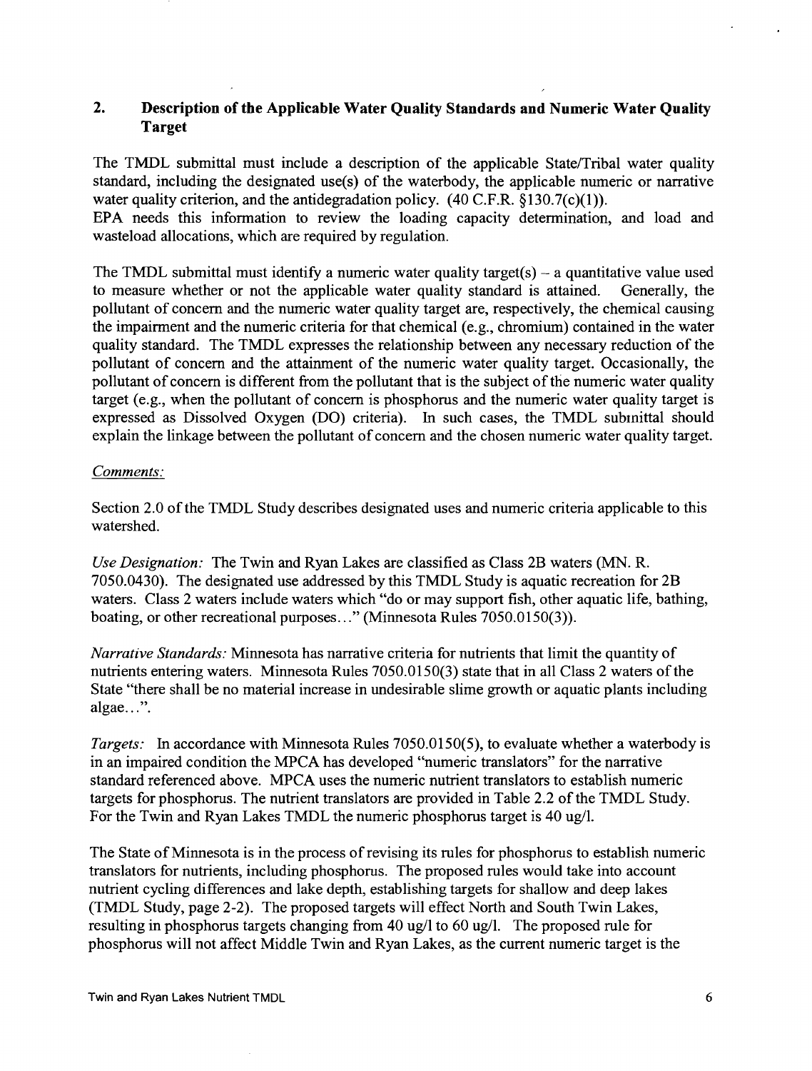## 2. Description of the Applicable Water Quality Standards and Numeric Water Quality Target

The TMDL submittal must include a description of the applicable State/Tribal water quality standard, including the designated use(s) of the waterbody, the applicable numeric or narrative water quality criterion, and the antidegradation policy. (40 C.F.R. §130.7(c)(1)).
EPA needs this information to review the loading capacity determination, and load and wasteload allocations, which are required by regulation.

The TMDL submittal must identify a numeric water quality target(s) – a quantitative value used to measure whether or not the applicable water quality standard is attained. Generally, the pollutant of concern and the numeric water quality target are, respectively, the chemical causing the impairment and the numeric criteria for that chemical (e.g., chromium) contained in the water quality standard. The TMDL expresses the relationship between any necessary reduction of the pollutant of concern and the attainment of the numeric water quality target. Occasionally, the pollutant of concern is different from the pollutant that is the subject of the numeric water quality target (e.g., when the pollutant of concern is phosphorus and the numeric water quality target is expressed as Dissolved Oxygen (DO) criteria). In such cases, the TMDL submittal should explain the linkage between the pollutant of concern and the chosen numeric water quality target.

*Comments:*

Section 2.0 of the TMDL Study describes designated uses and numeric criteria applicable to this watershed.

*Use Designation:* The Twin and Ryan Lakes are classified as Class 2B waters (MN. R. 7050.0430). The designated use addressed by this TMDL Study is aquatic recreation for 2B waters. Class 2 waters include waters which "do or may support fish, other aquatic life, bathing, boating, or other recreational purposes…" (Minnesota Rules 7050.0150(3)).

*Narrative Standards:* Minnesota has narrative criteria for nutrients that limit the quantity of nutrients entering waters. Minnesota Rules 7050.0150(3) state that in all Class 2 waters of the State "there shall be no material increase in undesirable slime growth or aquatic plants including algae…".

*Targets:* In accordance with Minnesota Rules 7050.0150(5), to evaluate whether a waterbody is in an impaired condition the MPCA has developed "numeric translators" for the narrative standard referenced above. MPCA uses the numeric nutrient translators to establish numeric targets for phosphorus. The nutrient translators are provided in Table 2.2 of the TMDL Study. For the Twin and Ryan Lakes TMDL the numeric phosphorus target is 40 ug/l.

The State of Minnesota is in the process of revising its rules for phosphorus to establish numeric translators for nutrients, including phosphorus. The proposed rules would take into account nutrient cycling differences and lake depth, establishing targets for shallow and deep lakes (TMDL Study, page 2-2). The proposed targets will effect North and South Twin Lakes, resulting in phosphorus targets changing from 40 ug/l to 60 ug/l. The proposed rule for phosphorus will not affect Middle Twin and Ryan Lakes, as the current numeric target is the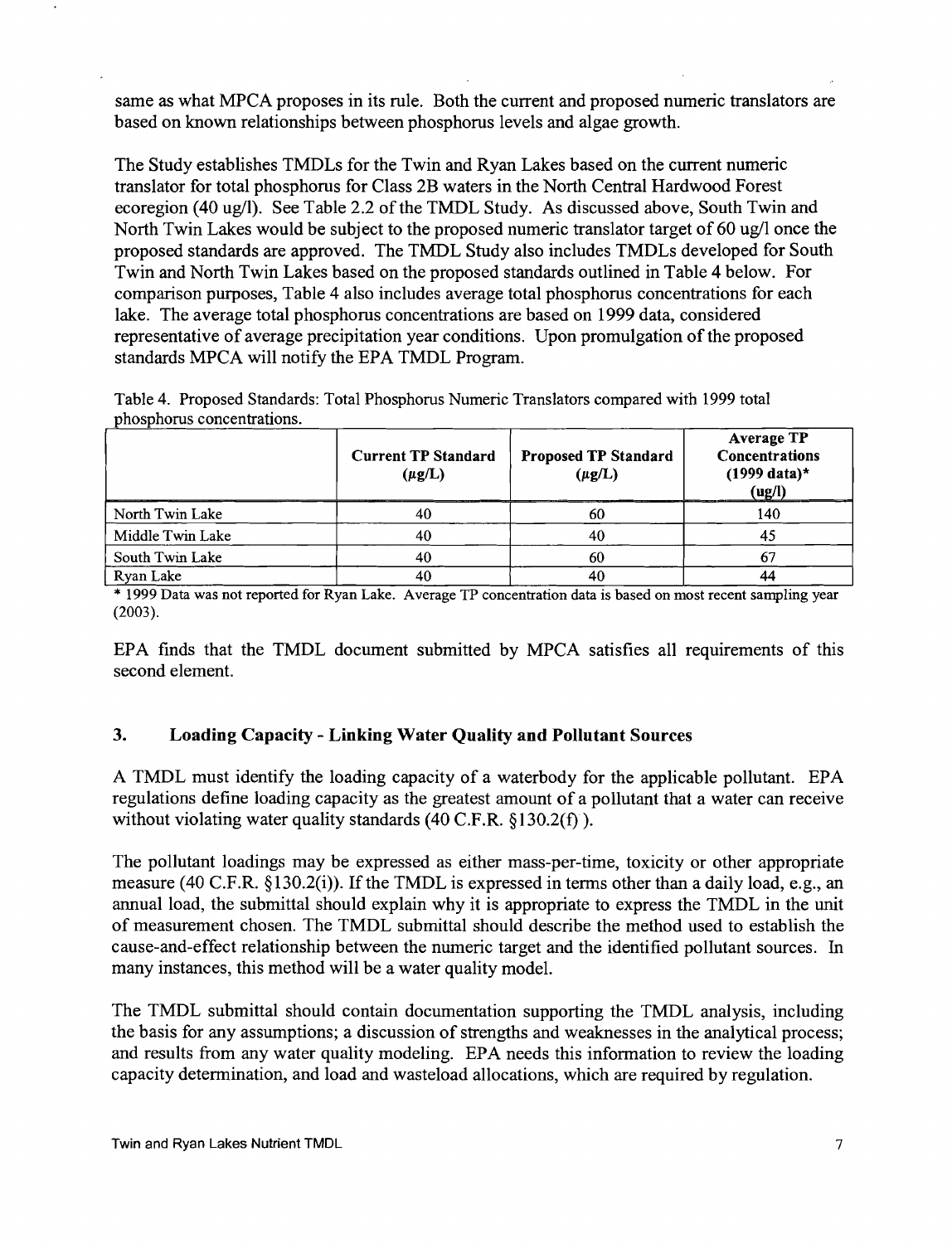same as what MPCA proposes in its rule. Both the current and proposed numeric translators are based on known relationships between phosphorus levels and algae growth.

The Study establishes TMDLs for the Twin and Ryan Lakes based on the current numeric translator for total phosphorus for Class 2B waters in the North Central Hardwood Forest ecoregion (40 ug/l). See Table 2.2 of the TMDL Study. As discussed above, South Twin and North Twin Lakes would be subject to the proposed numeric translator target of 60 ug/l once the proposed standards are approved. The TMDL Study also includes TMDLs developed for South Twin and North Twin Lakes based on the proposed standards outlined in Table 4 below. For comparison purposes, Table 4 also includes average total phosphorus concentrations for each lake. The average total phosphorus concentrations are based on 1999 data, considered representative of average precipitation year conditions. Upon promulgation of the proposed standards MPCA will notify the EPA TMDL Program.

Table 4. Proposed Standards: Total Phosphorus Numeric Translators compared with 1999 total phosphorus concentrations.

| | Current TP Standard ($\mu$g/L) | Proposed TP Standard ($\mu$g/L) | Average TP Concentrations (1999 data)* (ug/l) |
|---|---|---|---|
| North Twin Lake | 40 | 60 | 140 |
| Middle Twin Lake | 40 | 40 | 45 |
| South Twin Lake | 40 | 60 | 67 |
| Ryan Lake | 40 | 40 | 44 |

\* 1999 Data was not reported for Ryan Lake. Average TP concentration data is based on most recent sampling year (2003).

EPA finds that the TMDL document submitted by MPCA satisfies all requirements of this second element.

### 3. Loading Capacity - Linking Water Quality and Pollutant Sources

A TMDL must identify the loading capacity of a waterbody for the applicable pollutant. EPA regulations define loading capacity as the greatest amount of a pollutant that a water can receive without violating water quality standards (40 C.F.R. §130.2(f) ).

The pollutant loadings may be expressed as either mass-per-time, toxicity or other appropriate measure (40 C.F.R. §130.2(i)). If the TMDL is expressed in terms other than a daily load, e.g., an annual load, the submittal should explain why it is appropriate to express the TMDL in the unit of measurement chosen. The TMDL submittal should describe the method used to establish the cause-and-effect relationship between the numeric target and the identified pollutant sources. In many instances, this method will be a water quality model.

The TMDL submittal should contain documentation supporting the TMDL analysis, including the basis for any assumptions; a discussion of strengths and weaknesses in the analytical process; and results from any water quality modeling. EPA needs this information to review the loading capacity determination, and load and wasteload allocations, which are required by regulation.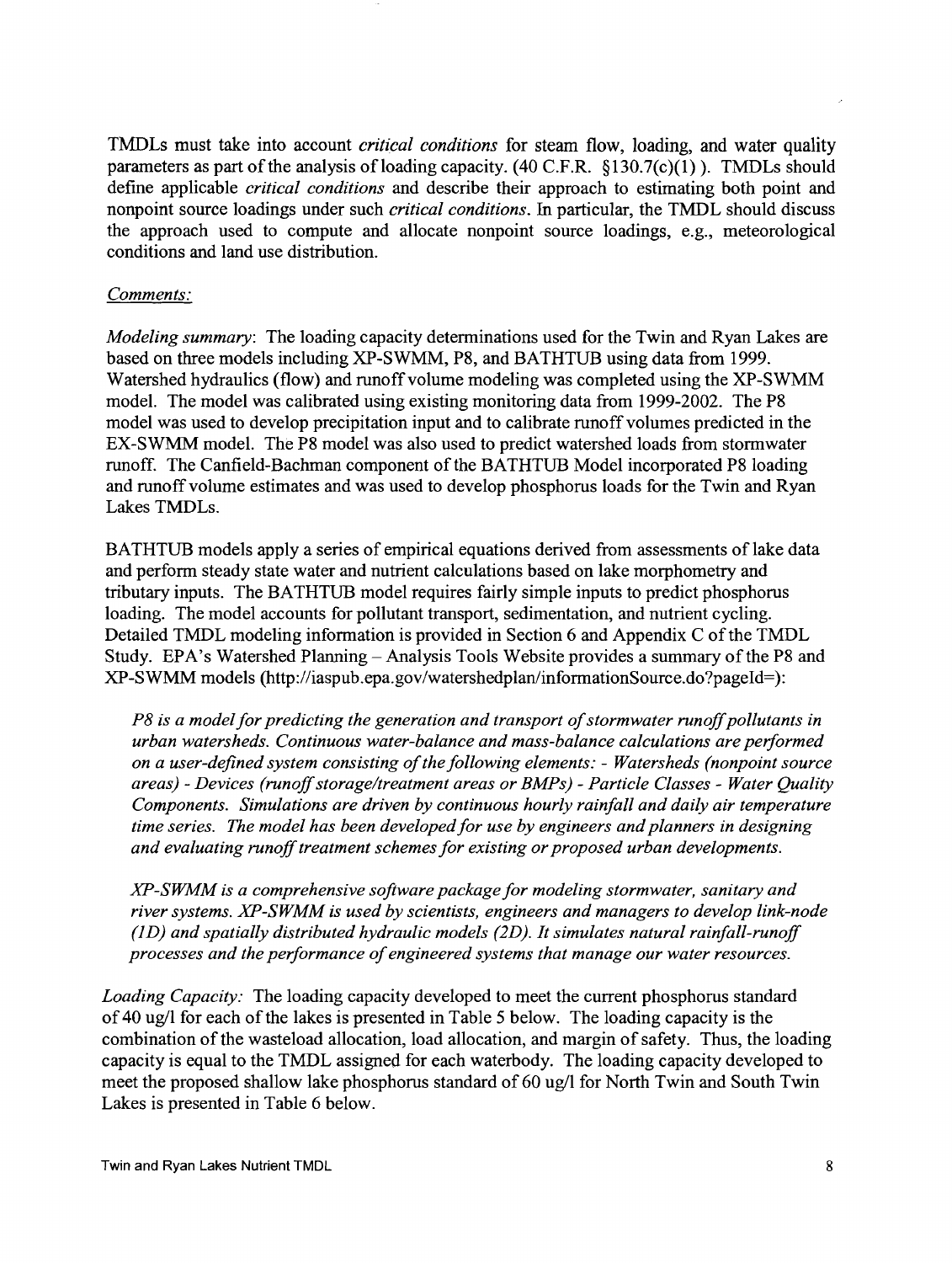TMDLs must take into account *critical conditions* for steam flow, loading, and water quality parameters as part of the analysis of loading capacity. (40 C.F.R. §130.7(c)(1) ). TMDLs should define applicable *critical conditions* and describe their approach to estimating both point and nonpoint source loadings under such *critical conditions*. In particular, the TMDL should discuss the approach used to compute and allocate nonpoint source loadings, e.g., meteorological conditions and land use distribution.

*Comments:*

*Modeling summary*: The loading capacity determinations used for the Twin and Ryan Lakes are based on three models including XP-SWMM, P8, and BATHTUB using data from 1999. Watershed hydraulics (flow) and runoff volume modeling was completed using the XP-SWMM model. The model was calibrated using existing monitoring data from 1999-2002. The P8 model was used to develop precipitation input and to calibrate runoff volumes predicted in the EX-SWMM model. The P8 model was also used to predict watershed loads from stormwater runoff. The Canfield-Bachman component of the BATHTUB Model incorporated P8 loading and runoff volume estimates and was used to develop phosphorus loads for the Twin and Ryan Lakes TMDLs.

BATHTUB models apply a series of empirical equations derived from assessments of lake data and perform steady state water and nutrient calculations based on lake morphometry and tributary inputs. The BATHTUB model requires fairly simple inputs to predict phosphorus loading. The model accounts for pollutant transport, sedimentation, and nutrient cycling. Detailed TMDL modeling information is provided in Section 6 and Appendix C of the TMDL Study. EPA's Watershed Planning – Analysis Tools Website provides a summary of the P8 and XP-SWMM models (http://iaspub.epa.gov/watershedplan/informationSource.do?pageId=):

> *P8 is a model for predicting the generation and transport of stormwater runoff pollutants in urban watersheds. Continuous water-balance and mass-balance calculations are performed on a user-defined system consisting of the following elements: - Watersheds (nonpoint source areas) - Devices (runoff storage/treatment areas or BMPs) - Particle Classes - Water Quality Components. Simulations are driven by continuous hourly rainfall and daily air temperature time series. The model has been developed for use by engineers and planners in designing and evaluating runoff treatment schemes for existing or proposed urban developments.*
>
> *XP-SWMM is a comprehensive software package for modeling stormwater, sanitary and river systems. XP-SWMM is used by scientists, engineers and managers to develop link-node (1D) and spatially distributed hydraulic models (2D). It simulates natural rainfall-runoff processes and the performance of engineered systems that manage our water resources.*

*Loading Capacity:* The loading capacity developed to meet the current phosphorus standard of 40 ug/l for each of the lakes is presented in Table 5 below. The loading capacity is the combination of the wasteload allocation, load allocation, and margin of safety. Thus, the loading capacity is equal to the TMDL assigned for each waterbody. The loading capacity developed to meet the proposed shallow lake phosphorus standard of 60 ug/l for North Twin and South Twin Lakes is presented in Table 6 below.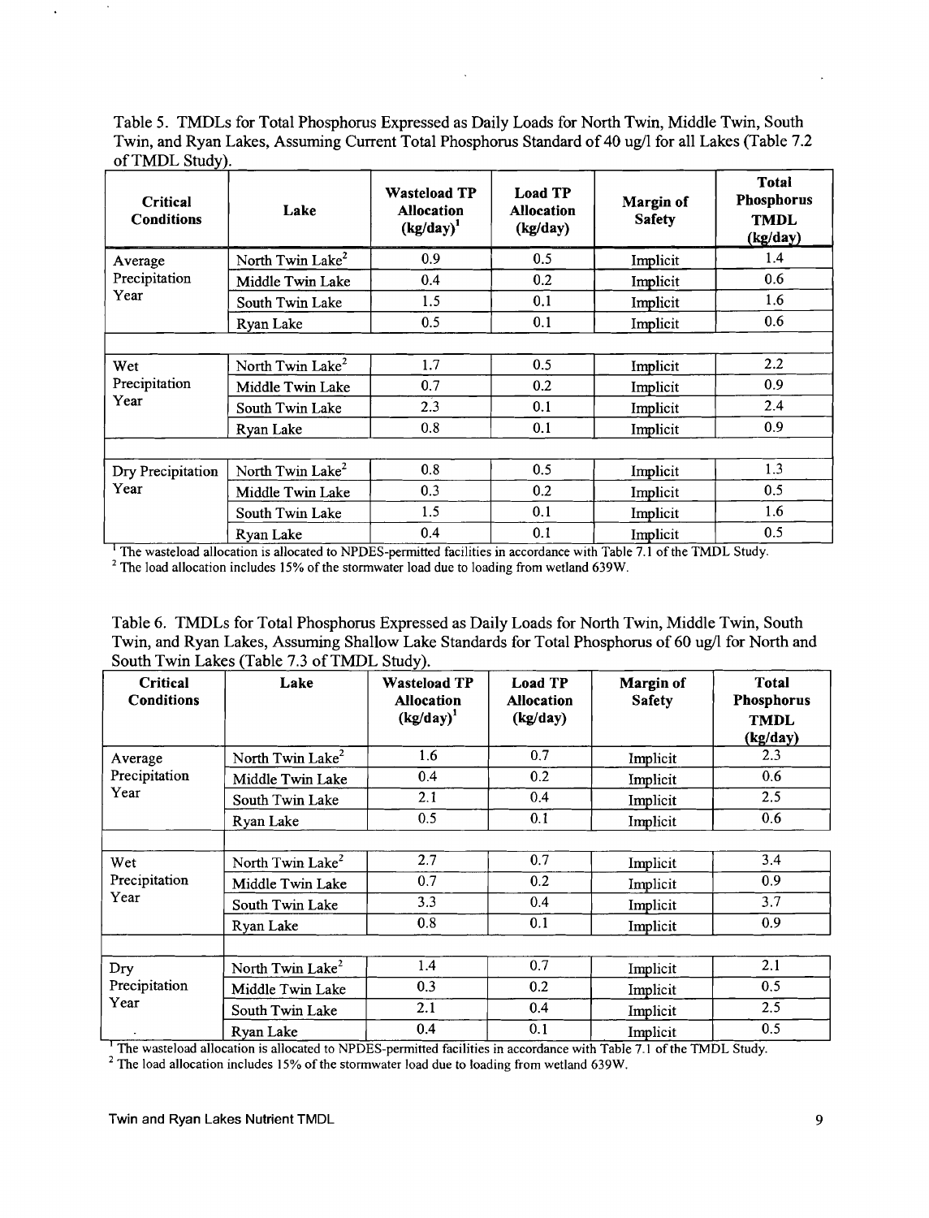Table 5. TMDLs for Total Phosphorus Expressed as Daily Loads for North Twin, Middle Twin, South Twin, and Ryan Lakes, Assuming Current Total Phosphorus Standard of 40 ug/l for all Lakes (Table 7.2 of TMDL Study).

| Critical Conditions | Lake | Wasteload TP Allocation (kg/day)[1] | Load TP Allocation (kg/day) | Margin of Safety | Total Phosphorus TMDL (kg/day) |
|---|---|---|---|---|---|
| Average Precipitation Year | North Twin Lake[2] | 0.9 | 0.5 | Implicit | 1.4 |
| | Middle Twin Lake | 0.4 | 0.2 | Implicit | 0.6 |
| | South Twin Lake | 1.5 | 0.1 | Implicit | 1.6 |
| | Ryan Lake | 0.5 | 0.1 | Implicit | 0.6 |
| Wet Precipitation Year | North Twin Lake[2] | 1.7 | 0.5 | Implicit | 2.2 |
| | Middle Twin Lake | 0.7 | 0.2 | Implicit | 0.9 |
| | South Twin Lake | 2.3 | 0.1 | Implicit | 2.4 |
| | Ryan Lake | 0.8 | 0.1 | Implicit | 0.9 |
| Dry Precipitation Year | North Twin Lake[2] | 0.8 | 0.5 | Implicit | 1.3 |
| | Middle Twin Lake | 0.3 | 0.2 | Implicit | 0.5 |
| | South Twin Lake | 1.5 | 0.1 | Implicit | 1.6 |
| | Ryan Lake | 0.4 | 0.1 | Implicit | 0.5 |

[1] The wasteload allocation is allocated to NPDES-permitted facilities in accordance with Table 7.1 of the TMDL Study.
[2] The load allocation includes 15% of the stormwater load due to loading from wetland 639W.

Table 6. TMDLs for Total Phosphorus Expressed as Daily Loads for North Twin, Middle Twin, South Twin, and Ryan Lakes, Assuming Shallow Lake Standards for Total Phosphorus of 60 ug/l for North and South Twin Lakes (Table 7.3 of TMDL Study).

| Critical Conditions | Lake | Wasteload TP Allocation (kg/day)[1] | Load TP Allocation (kg/day) | Margin of Safety | Total Phosphorus TMDL (kg/day) |
|---|---|---|---|---|---|
| Average Precipitation Year | North Twin Lake[2] | 1.6 | 0.7 | Implicit | 2.3 |
| | Middle Twin Lake | 0.4 | 0.2 | Implicit | 0.6 |
| | South Twin Lake | 2.1 | 0.4 | Implicit | 2.5 |
| | Ryan Lake | 0.5 | 0.1 | Implicit | 0.6 |
| Wet Precipitation Year | North Twin Lake[2] | 2.7 | 0.7 | Implicit | 3.4 |
| | Middle Twin Lake | 0.7 | 0.2 | Implicit | 0.9 |
| | South Twin Lake | 3.3 | 0.4 | Implicit | 3.7 |
| | Ryan Lake | 0.8 | 0.1 | Implicit | 0.9 |
| Dry Precipitation Year | North Twin Lake[2] | 1.4 | 0.7 | Implicit | 2.1 |
| | Middle Twin Lake | 0.3 | 0.2 | Implicit | 0.5 |
| | South Twin Lake | 2.1 | 0.4 | Implicit | 2.5 |
| | Ryan Lake | 0.4 | 0.1 | Implicit | 0.5 |

[1] The wasteload allocation is allocated to NPDES-permitted facilities in accordance with Table 7.1 of the TMDL Study.
[2] The load allocation includes 15% of the stormwater load due to loading from wetland 639W.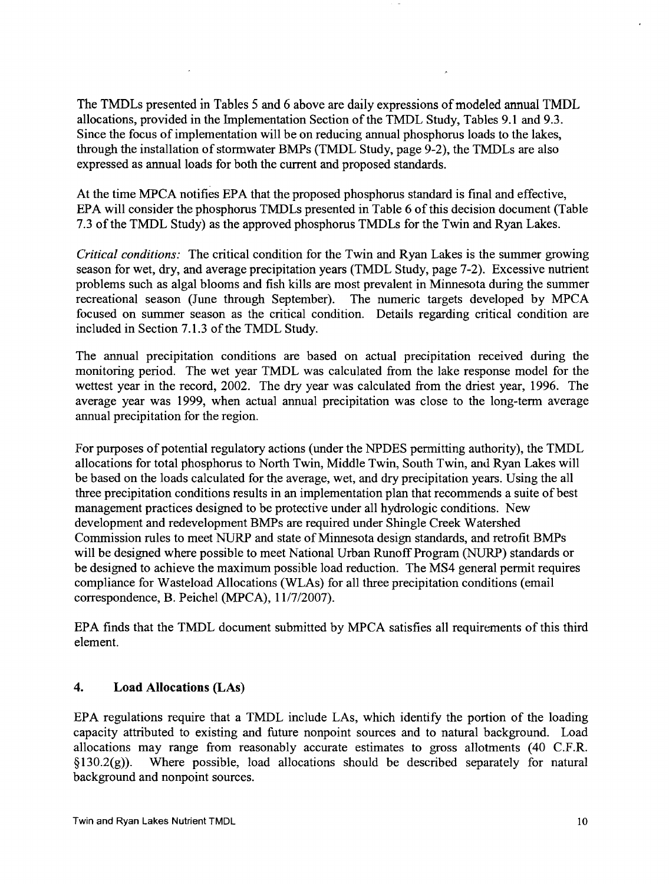The TMDLs presented in Tables 5 and 6 above are daily expressions of modeled annual TMDL allocations, provided in the Implementation Section of the TMDL Study, Tables 9.1 and 9.3. Since the focus of implementation will be on reducing annual phosphorus loads to the lakes, through the installation of stormwater BMPs (TMDL Study, page 9-2), the TMDLs are also expressed as annual loads for both the current and proposed standards.

At the time MPCA notifies EPA that the proposed phosphorus standard is final and effective, EPA will consider the phosphorus TMDLs presented in Table 6 of this decision document (Table 7.3 of the TMDL Study) as the approved phosphorus TMDLs for the Twin and Ryan Lakes.

*Critical conditions:* The critical condition for the Twin and Ryan Lakes is the summer growing season for wet, dry, and average precipitation years (TMDL Study, page 7-2). Excessive nutrient problems such as algal blooms and fish kills are most prevalent in Minnesota during the summer recreational season (June through September). The numeric targets developed by MPCA focused on summer season as the critical condition. Details regarding critical condition are included in Section 7.1.3 of the TMDL Study.

The annual precipitation conditions are based on actual precipitation received during the monitoring period. The wet year TMDL was calculated from the lake response model for the wettest year in the record, 2002. The dry year was calculated from the driest year, 1996. The average year was 1999, when actual annual precipitation was close to the long-term average annual precipitation for the region.

For purposes of potential regulatory actions (under the NPDES permitting authority), the TMDL allocations for total phosphorus to North Twin, Middle Twin, South Twin, and Ryan Lakes will be based on the loads calculated for the average, wet, and dry precipitation years. Using the all three precipitation conditions results in an implementation plan that recommends a suite of best management practices designed to be protective under all hydrologic conditions. New development and redevelopment BMPs are required under Shingle Creek Watershed Commission rules to meet NURP and state of Minnesota design standards, and retrofit BMPs will be designed where possible to meet National Urban Runoff Program (NURP) standards or be designed to achieve the maximum possible load reduction. The MS4 general permit requires compliance for Wasteload Allocations (WLAs) for all three precipitation conditions (email correspondence, B. Peichel (MPCA), 11/7/2007).

EPA finds that the TMDL document submitted by MPCA satisfies all requirements of this third element.

## 4. Load Allocations (LAs)

EPA regulations require that a TMDL include LAs, which identify the portion of the loading capacity attributed to existing and future nonpoint sources and to natural background. Load allocations may range from reasonably accurate estimates to gross allotments (40 C.F.R. §130.2(g)). Where possible, load allocations should be described separately for natural background and nonpoint sources.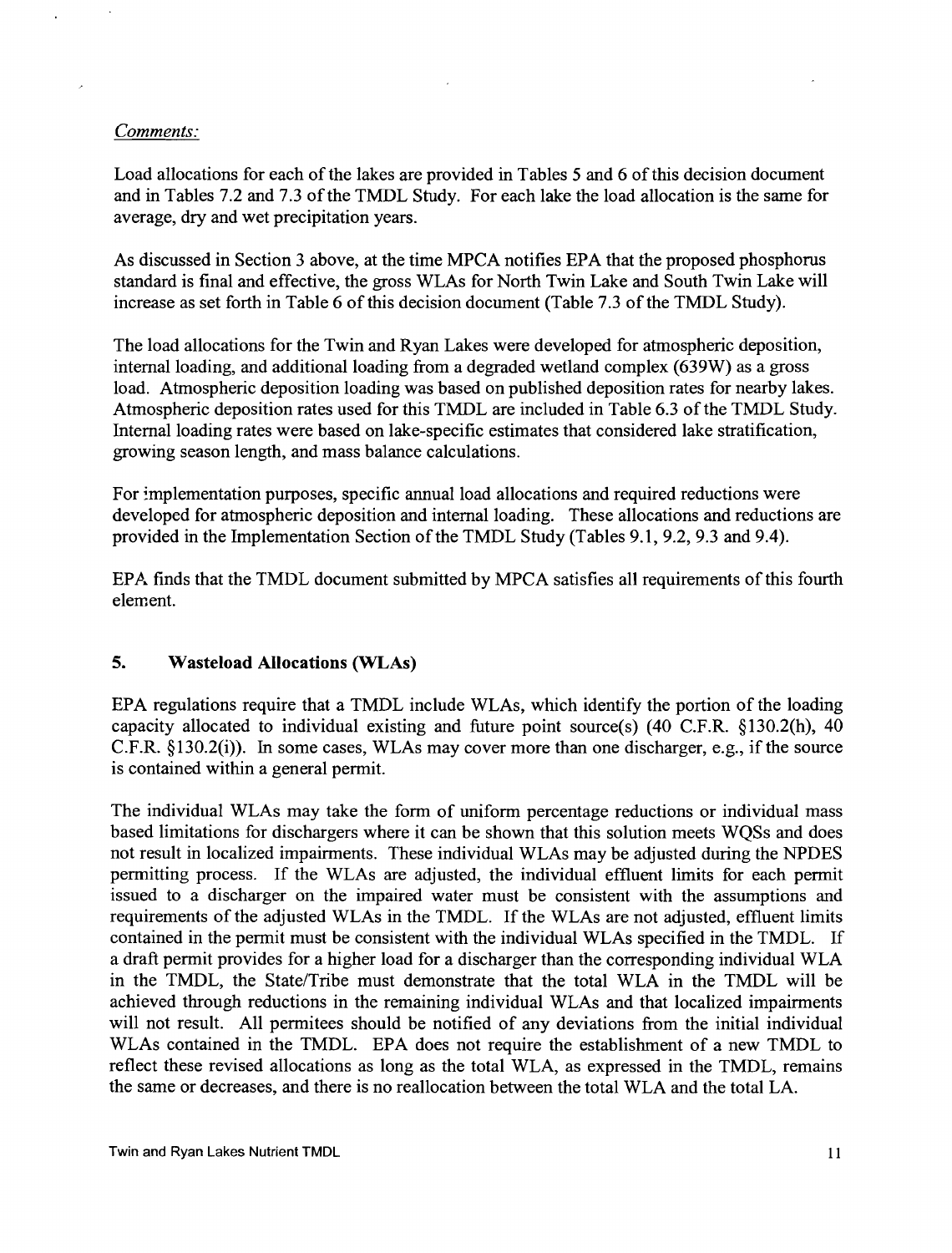*Comments:*

Load allocations for each of the lakes are provided in Tables 5 and 6 of this decision document and in Tables 7.2 and 7.3 of the TMDL Study. For each lake the load allocation is the same for average, dry and wet precipitation years.

As discussed in Section 3 above, at the time MPCA notifies EPA that the proposed phosphorus standard is final and effective, the gross WLAs for North Twin Lake and South Twin Lake will increase as set forth in Table 6 of this decision document (Table 7.3 of the TMDL Study).

The load allocations for the Twin and Ryan Lakes were developed for atmospheric deposition, internal loading, and additional loading from a degraded wetland complex (639W) as a gross load. Atmospheric deposition loading was based on published deposition rates for nearby lakes. Atmospheric deposition rates used for this TMDL are included in Table 6.3 of the TMDL Study. Internal loading rates were based on lake-specific estimates that considered lake stratification, growing season length, and mass balance calculations.

For implementation purposes, specific annual load allocations and required reductions were developed for atmospheric deposition and internal loading. These allocations and reductions are provided in the Implementation Section of the TMDL Study (Tables 9.1, 9.2, 9.3 and 9.4).

EPA finds that the TMDL document submitted by MPCA satisfies all requirements of this fourth element.

## 5. Wasteload Allocations (WLAs)

EPA regulations require that a TMDL include WLAs, which identify the portion of the loading capacity allocated to individual existing and future point source(s) (40 C.F.R. §130.2(h), 40 C.F.R. §130.2(i)). In some cases, WLAs may cover more than one discharger, e.g., if the source is contained within a general permit.

The individual WLAs may take the form of uniform percentage reductions or individual mass based limitations for dischargers where it can be shown that this solution meets WQSs and does not result in localized impairments. These individual WLAs may be adjusted during the NPDES permitting process. If the WLAs are adjusted, the individual effluent limits for each permit issued to a discharger on the impaired water must be consistent with the assumptions and requirements of the adjusted WLAs in the TMDL. If the WLAs are not adjusted, effluent limits contained in the permit must be consistent with the individual WLAs specified in the TMDL. If a draft permit provides for a higher load for a discharger than the corresponding individual WLA in the TMDL, the State/Tribe must demonstrate that the total WLA in the TMDL will be achieved through reductions in the remaining individual WLAs and that localized impairments will not result. All permitees should be notified of any deviations from the initial individual WLAs contained in the TMDL. EPA does not require the establishment of a new TMDL to reflect these revised allocations as long as the total WLA, as expressed in the TMDL, remains the same or decreases, and there is no reallocation between the total WLA and the total LA.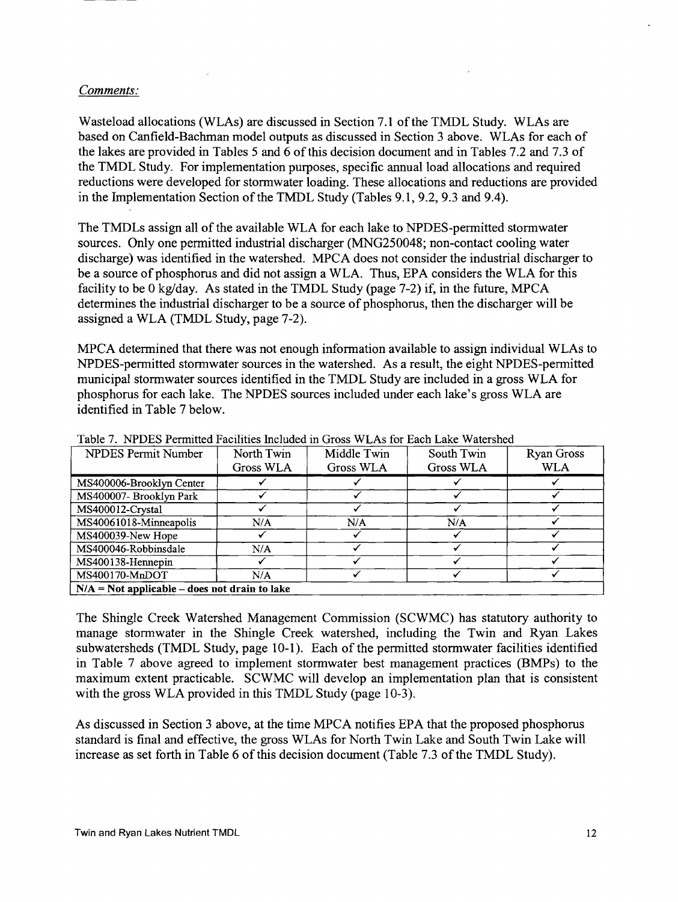*Comments:*

Wasteload allocations (WLAs) are discussed in Section 7.1 of the TMDL Study. WLAs are based on Canfield-Bachman model outputs as discussed in Section 3 above. WLAs for each of the lakes are provided in Tables 5 and 6 of this decision document and in Tables 7.2 and 7.3 of the TMDL Study. For implementation purposes, specific annual load allocations and required reductions were developed for stormwater loading. These allocations and reductions are provided in the Implementation Section of the TMDL Study (Tables 9.1, 9.2, 9.3 and 9.4).

The TMDLs assign all of the available WLA for each lake to NPDES-permitted stormwater sources. Only one permitted industrial discharger (MNG250048; non-contact cooling water discharge) was identified in the watershed. MPCA does not consider the industrial discharger to be a source of phosphorus and did not assign a WLA. Thus, EPA considers the WLA for this facility to be 0 kg/day. As stated in the TMDL Study (page 7-2) if, in the future, MPCA determines the industrial discharger to be a source of phosphorus, then the discharger will be assigned a WLA (TMDL Study, page 7-2).

MPCA determined that there was not enough information available to assign individual WLAs to NPDES-permitted stormwater sources in the watershed. As a result, the eight NPDES-permitted municipal stormwater sources identified in the TMDL Study are included in a gross WLA for phosphorus for each lake. The NPDES sources included under each lake's gross WLA are identified in Table 7 below.

Table 7. NPDES Permitted Facilities Included in Gross WLAs for Each Lake Watershed

| NPDES Permit Number | North Twin Gross WLA | Middle Twin Gross WLA | South Twin Gross WLA | Ryan Gross WLA |
|---|---|---|---|---|
| MS400006-Brooklyn Center | ✓ | ✓ | ✓ | ✓ |
| MS400007- Brooklyn Park | ✓ | ✓ | ✓ | ✓ |
| MS400012-Crystal | ✓ | ✓ | ✓ | ✓ |
| MS40061018-Minneapolis | N/A | N/A | N/A | ✓ |
| MS400039-New Hope | ✓ | ✓ | ✓ | ✓ |
| MS400046-Robbinsdale | N/A | ✓ | ✓ | ✓ |
| MS400138-Hennepin | ✓ | ✓ | ✓ | ✓ |
| MS400170-MnDOT | N/A | ✓ | ✓ | ✓ |
| **N/A = Not applicable – does not drain to lake** | | | | |

The Shingle Creek Watershed Management Commission (SCWMC) has statutory authority to manage stormwater in the Shingle Creek watershed, including the Twin and Ryan Lakes subwatersheds (TMDL Study, page 10-1). Each of the permitted stormwater facilities identified in Table 7 above agreed to implement stormwater best management practices (BMPs) to the maximum extent practicable. SCWMC will develop an implementation plan that is consistent with the gross WLA provided in this TMDL Study (page 10-3).

As discussed in Section 3 above, at the time MPCA notifies EPA that the proposed phosphorus standard is final and effective, the gross WLAs for North Twin Lake and South Twin Lake will increase as set forth in Table 6 of this decision document (Table 7.3 of the TMDL Study).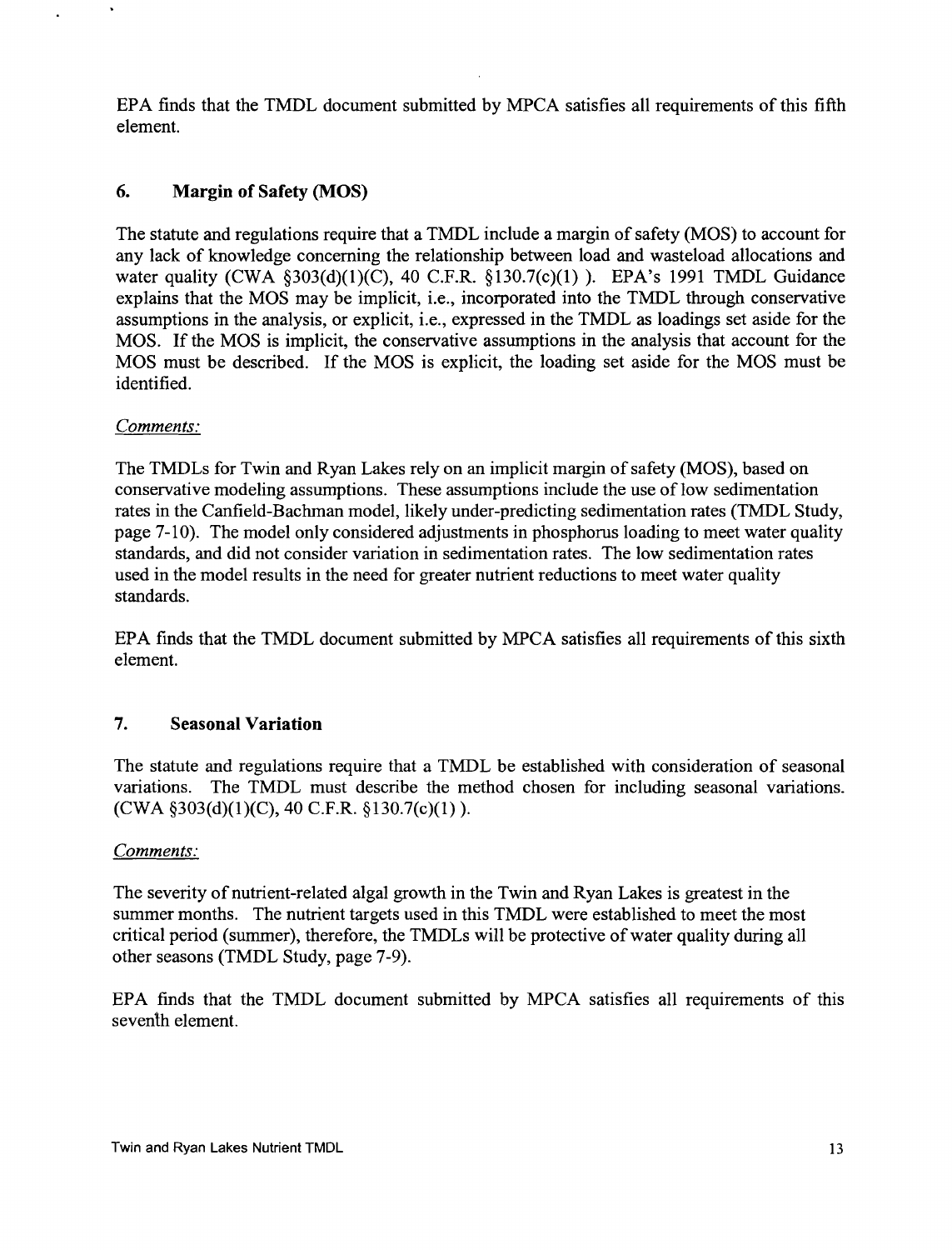EPA finds that the TMDL document submitted by MPCA satisfies all requirements of this fifth element.

## 6. Margin of Safety (MOS)

The statute and regulations require that a TMDL include a margin of safety (MOS) to account for any lack of knowledge concerning the relationship between load and wasteload allocations and water quality (CWA §303(d)(1)(C), 40 C.F.R. §130.7(c)(1) ). EPA's 1991 TMDL Guidance explains that the MOS may be implicit, i.e., incorporated into the TMDL through conservative assumptions in the analysis, or explicit, i.e., expressed in the TMDL as loadings set aside for the MOS. If the MOS is implicit, the conservative assumptions in the analysis that account for the MOS must be described. If the MOS is explicit, the loading set aside for the MOS must be identified.

*Comments:*

The TMDLs for Twin and Ryan Lakes rely on an implicit margin of safety (MOS), based on conservative modeling assumptions. These assumptions include the use of low sedimentation rates in the Canfield-Bachman model, likely under-predicting sedimentation rates (TMDL Study, page 7-10). The model only considered adjustments in phosphorus loading to meet water quality standards, and did not consider variation in sedimentation rates. The low sedimentation rates used in the model results in the need for greater nutrient reductions to meet water quality standards.

EPA finds that the TMDL document submitted by MPCA satisfies all requirements of this sixth element.

## 7. Seasonal Variation

The statute and regulations require that a TMDL be established with consideration of seasonal variations. The TMDL must describe the method chosen for including seasonal variations. (CWA §303(d)(1)(C), 40 C.F.R. §130.7(c)(1) ).

*Comments:*

The severity of nutrient-related algal growth in the Twin and Ryan Lakes is greatest in the summer months. The nutrient targets used in this TMDL were established to meet the most critical period (summer), therefore, the TMDLs will be protective of water quality during all other seasons (TMDL Study, page 7-9).

EPA finds that the TMDL document submitted by MPCA satisfies all requirements of this seventh element.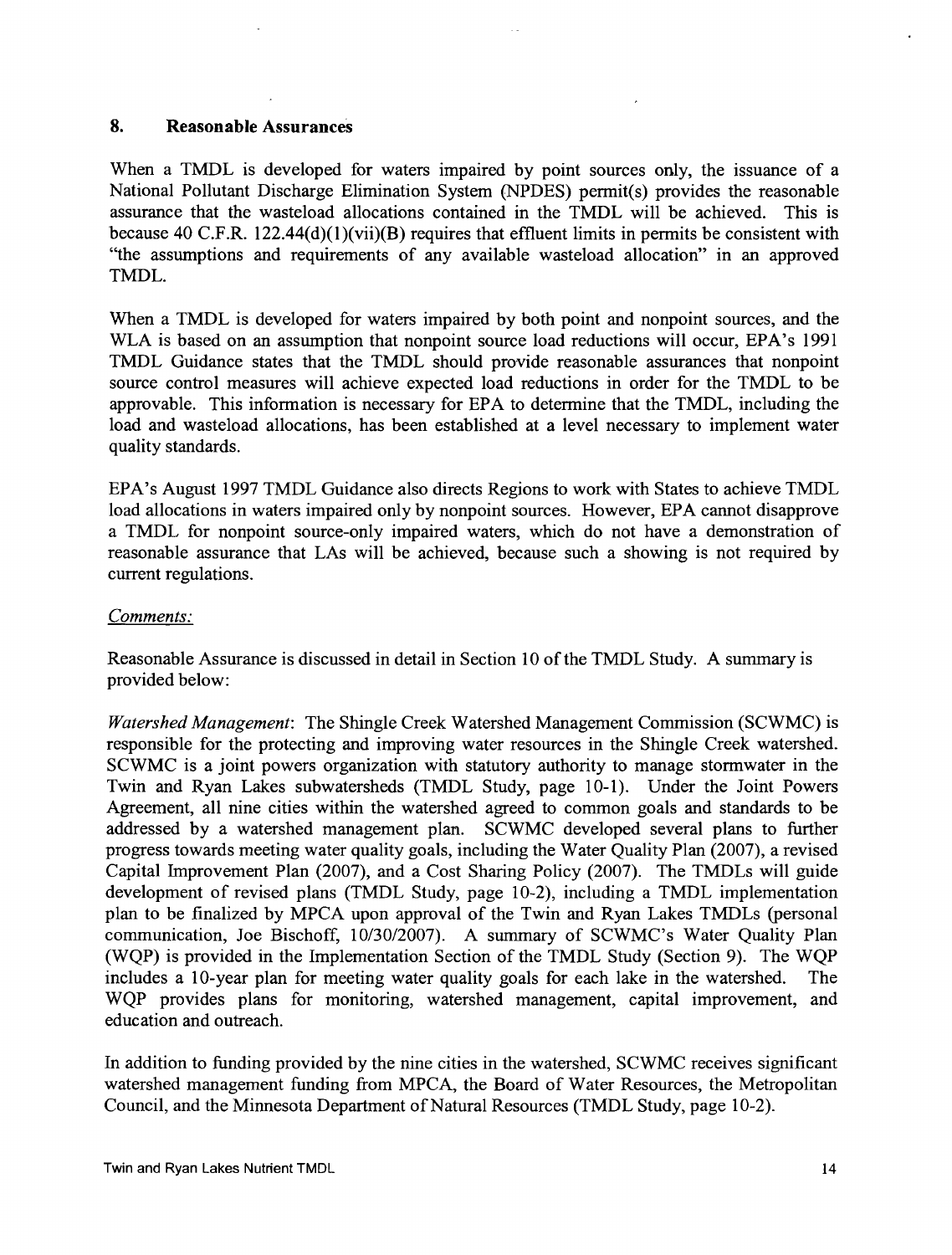## 8. Reasonable Assurances

When a TMDL is developed for waters impaired by point sources only, the issuance of a National Pollutant Discharge Elimination System (NPDES) permit(s) provides the reasonable assurance that the wasteload allocations contained in the TMDL will be achieved. This is because 40 C.F.R. 122.44(d)(1)(vii)(B) requires that effluent limits in permits be consistent with "the assumptions and requirements of any available wasteload allocation" in an approved TMDL.

When a TMDL is developed for waters impaired by both point and nonpoint sources, and the WLA is based on an assumption that nonpoint source load reductions will occur, EPA's 1991 TMDL Guidance states that the TMDL should provide reasonable assurances that nonpoint source control measures will achieve expected load reductions in order for the TMDL to be approvable. This information is necessary for EPA to determine that the TMDL, including the load and wasteload allocations, has been established at a level necessary to implement water quality standards.

EPA's August 1997 TMDL Guidance also directs Regions to work with States to achieve TMDL load allocations in waters impaired only by nonpoint sources. However, EPA cannot disapprove a TMDL for nonpoint source-only impaired waters, which do not have a demonstration of reasonable assurance that LAs will be achieved, because such a showing is not required by current regulations.

*Comments:*

Reasonable Assurance is discussed in detail in Section 10 of the TMDL Study. A summary is provided below:

*Watershed Management*: The Shingle Creek Watershed Management Commission (SCWMC) is responsible for the protecting and improving water resources in the Shingle Creek watershed. SCWMC is a joint powers organization with statutory authority to manage stormwater in the Twin and Ryan Lakes subwatersheds (TMDL Study, page 10-1). Under the Joint Powers Agreement, all nine cities within the watershed agreed to common goals and standards to be addressed by a watershed management plan. SCWMC developed several plans to further progress towards meeting water quality goals, including the Water Quality Plan (2007), a revised Capital Improvement Plan (2007), and a Cost Sharing Policy (2007). The TMDLs will guide development of revised plans (TMDL Study, page 10-2), including a TMDL implementation plan to be finalized by MPCA upon approval of the Twin and Ryan Lakes TMDLs (personal communication, Joe Bischoff, 10/30/2007). A summary of SCWMC's Water Quality Plan (WQP) is provided in the Implementation Section of the TMDL Study (Section 9). The WQP includes a 10-year plan for meeting water quality goals for each lake in the watershed. The WQP provides plans for monitoring, watershed management, capital improvement, and education and outreach.

In addition to funding provided by the nine cities in the watershed, SCWMC receives significant watershed management funding from MPCA, the Board of Water Resources, the Metropolitan Council, and the Minnesota Department of Natural Resources (TMDL Study, page 10-2).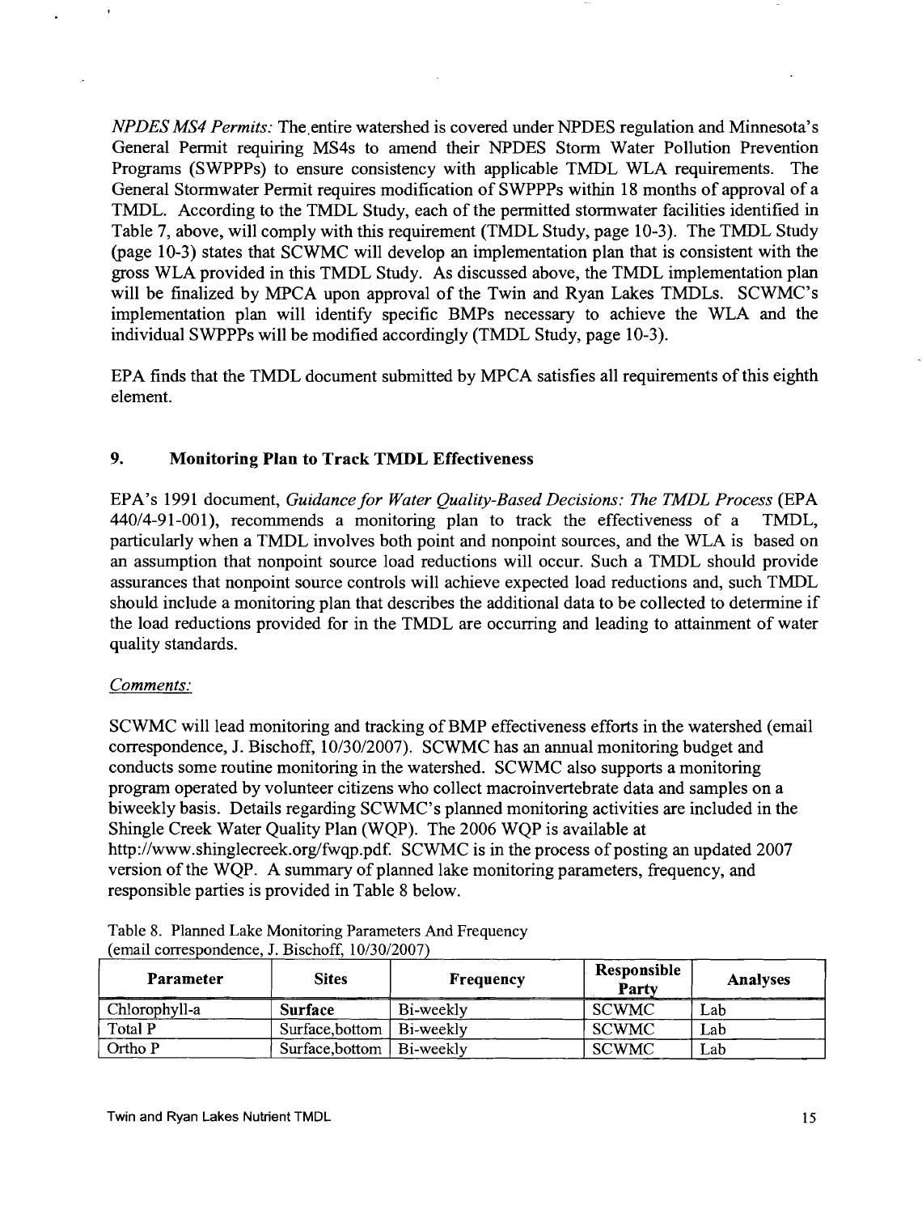*NPDES MS4 Permits:* The entire watershed is covered under NPDES regulation and Minnesota's General Permit requiring MS4s to amend their NPDES Storm Water Pollution Prevention Programs (SWPPPs) to ensure consistency with applicable TMDL WLA requirements. The General Stormwater Permit requires modification of SWPPPs within 18 months of approval of a TMDL. According to the TMDL Study, each of the permitted stormwater facilities identified in Table 7, above, will comply with this requirement (TMDL Study, page 10-3). The TMDL Study (page 10-3) states that SCWMC will develop an implementation plan that is consistent with the gross WLA provided in this TMDL Study. As discussed above, the TMDL implementation plan will be finalized by MPCA upon approval of the Twin and Ryan Lakes TMDLs. SCWMC's implementation plan will identify specific BMPs necessary to achieve the WLA and the individual SWPPPs will be modified accordingly (TMDL Study, page 10-3).

EPA finds that the TMDL document submitted by MPCA satisfies all requirements of this eighth element.

## 9. Monitoring Plan to Track TMDL Effectiveness

EPA's 1991 document, *Guidance for Water Quality-Based Decisions: The TMDL Process* (EPA 440/4-91-001), recommends a monitoring plan to track the effectiveness of a TMDL, particularly when a TMDL involves both point and nonpoint sources, and the WLA is based on an assumption that nonpoint source load reductions will occur. Such a TMDL should provide assurances that nonpoint source controls will achieve expected load reductions and, such TMDL should include a monitoring plan that describes the additional data to be collected to determine if the load reductions provided for in the TMDL are occurring and leading to attainment of water quality standards.

*Comments:*

SCWMC will lead monitoring and tracking of BMP effectiveness efforts in the watershed (email correspondence, J. Bischoff, 10/30/2007). SCWMC has an annual monitoring budget and conducts some routine monitoring in the watershed. SCWMC also supports a monitoring program operated by volunteer citizens who collect macroinvertebrate data and samples on a biweekly basis. Details regarding SCWMC's planned monitoring activities are included in the Shingle Creek Water Quality Plan (WQP). The 2006 WQP is available at http://www.shinglecreek.org/fwqp.pdf. SCWMC is in the process of posting an updated 2007 version of the WQP. A summary of planned lake monitoring parameters, frequency, and responsible parties is provided in Table 8 below.

Table 8. Planned Lake Monitoring Parameters And Frequency (email correspondence, J. Bischoff, 10/30/2007)

| Parameter | Sites | Frequency | Responsible Party | Analyses |
|---|---|---|---|---|
| Chlorophyll-a | **Surface** | Bi-weekly | SCWMC | Lab |
| Total P | Surface,bottom | Bi-weekly | SCWMC | Lab |
| Ortho P | Surface,bottom | Bi-weekly | SCWMC | Lab |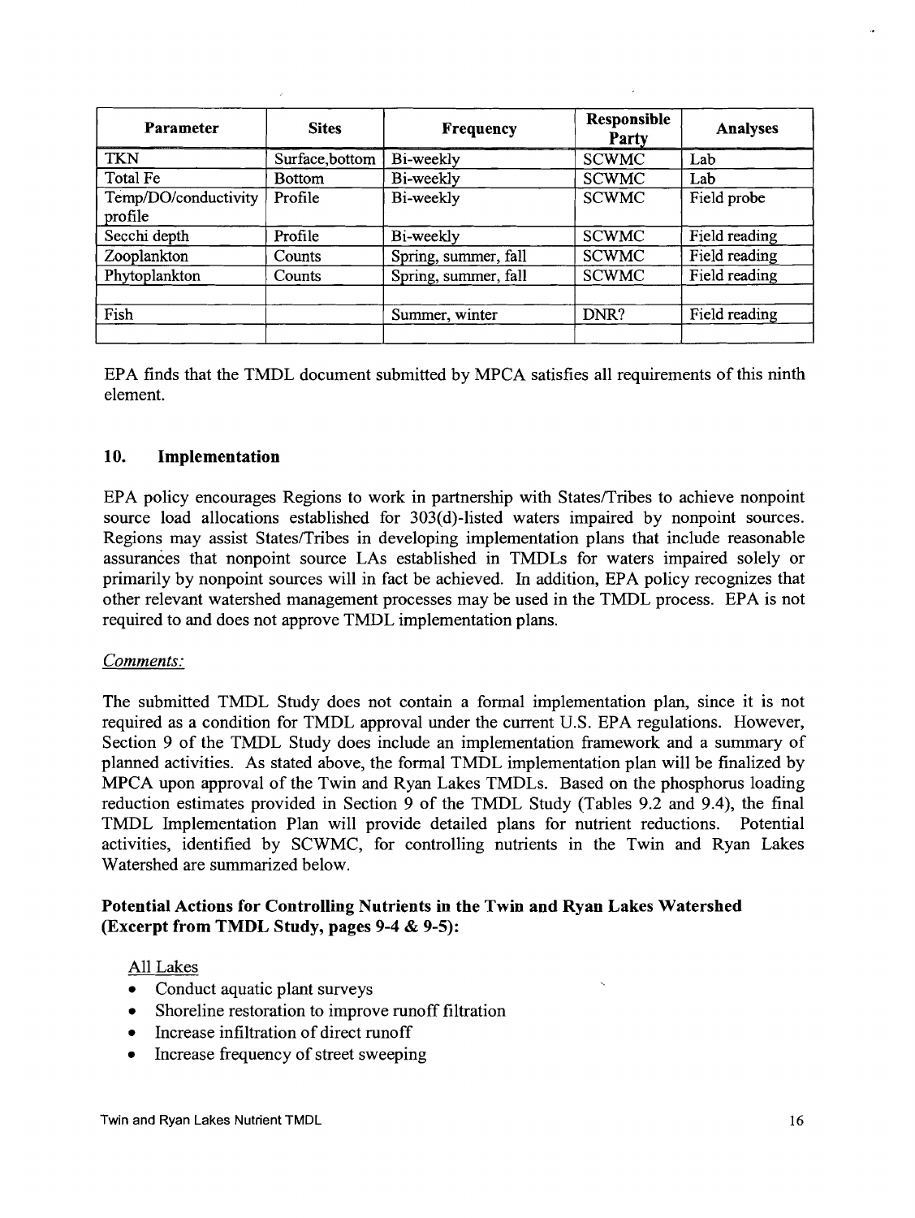| Parameter | Sites | Frequency | Responsible Party | Analyses |
|---|---|---|---|---|
| TKN | Surface,bottom | Bi-weekly | SCWMC | Lab |
| Total Fe | Bottom | Bi-weekly | SCWMC | Lab |
| Temp/DO/conductivity profile | Profile | Bi-weekly | SCWMC | Field probe |
| Secchi depth | Profile | Bi-weekly | SCWMC | Field reading |
| Zooplankton | Counts | Spring, summer, fall | SCWMC | Field reading |
| Phytoplankton | Counts | Spring, summer, fall | SCWMC | Field reading |
| | | | | |
| Fish | | Summer, winter | DNR? | Field reading |
| | | | | |

EPA finds that the TMDL document submitted by MPCA satisfies all requirements of this ninth element.

## 10. Implementation

EPA policy encourages Regions to work in partnership with States/Tribes to achieve nonpoint source load allocations established for 303(d)-listed waters impaired by nonpoint sources. Regions may assist States/Tribes in developing implementation plans that include reasonable assurances that nonpoint source LAs established in TMDLs for waters impaired solely or primarily by nonpoint sources will in fact be achieved. In addition, EPA policy recognizes that other relevant watershed management processes may be used in the TMDL process. EPA is not required to and does not approve TMDL implementation plans.

*Comments:*

The submitted TMDL Study does not contain a formal implementation plan, since it is not required as a condition for TMDL approval under the current U.S. EPA regulations. However, Section 9 of the TMDL Study does include an implementation framework and a summary of planned activities. As stated above, the formal TMDL implementation plan will be finalized by MPCA upon approval of the Twin and Ryan Lakes TMDLs. Based on the phosphorus loading reduction estimates provided in Section 9 of the TMDL Study (Tables 9.2 and 9.4), the final TMDL Implementation Plan will provide detailed plans for nutrient reductions. Potential activities, identified by SCWMC, for controlling nutrients in the Twin and Ryan Lakes Watershed are summarized below.

**Potential Actions for Controlling Nutrients in the Twin and Ryan Lakes Watershed (Excerpt from TMDL Study, pages 9-4 & 9-5):**

All Lakes

- Conduct aquatic plant surveys
- Shoreline restoration to improve runoff filtration
- Increase infiltration of direct runoff
- Increase frequency of street sweeping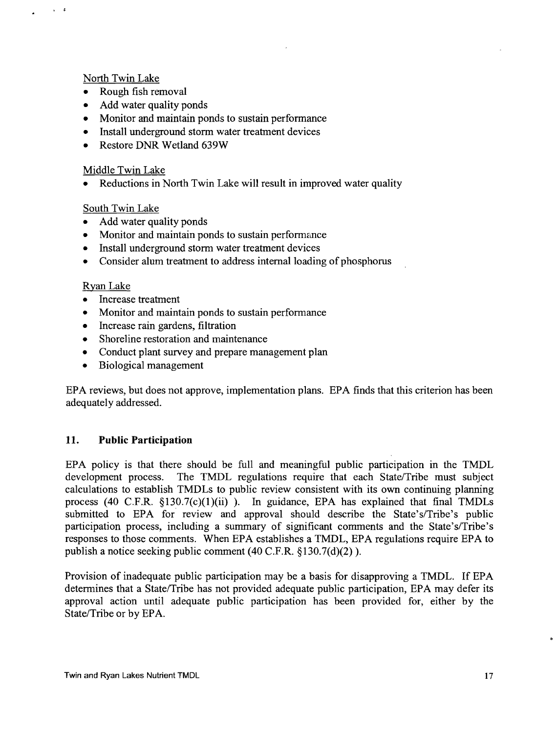North Twin Lake

- Rough fish removal
- Add water quality ponds
- Monitor and maintain ponds to sustain performance
- Install underground storm water treatment devices
- Restore DNR Wetland 639W

Middle Twin Lake

- Reductions in North Twin Lake will result in improved water quality

South Twin Lake

- Add water quality ponds
- Monitor and maintain ponds to sustain performance
- Install underground storm water treatment devices
- Consider alum treatment to address internal loading of phosphorus

Ryan Lake

- Increase treatment
- Monitor and maintain ponds to sustain performance
- Increase rain gardens, filtration
- Shoreline restoration and maintenance
- Conduct plant survey and prepare management plan
- Biological management

EPA reviews, but does not approve, implementation plans. EPA finds that this criterion has been adequately addressed.

## 11. Public Participation

EPA policy is that there should be full and meaningful public participation in the TMDL development process. The TMDL regulations require that each State/Tribe must subject calculations to establish TMDLs to public review consistent with its own continuing planning process (40 C.F.R. §130.7(c)(1)(ii) ). In guidance, EPA has explained that final TMDLs submitted to EPA for review and approval should describe the State's/Tribe's public participation process, including a summary of significant comments and the State's/Tribe's responses to those comments. When EPA establishes a TMDL, EPA regulations require EPA to publish a notice seeking public comment (40 C.F.R. §130.7(d)(2) ).

Provision of inadequate public participation may be a basis for disapproving a TMDL. If EPA determines that a State/Tribe has not provided adequate public participation, EPA may defer its approval action until adequate public participation has been provided for, either by the State/Tribe or by EPA.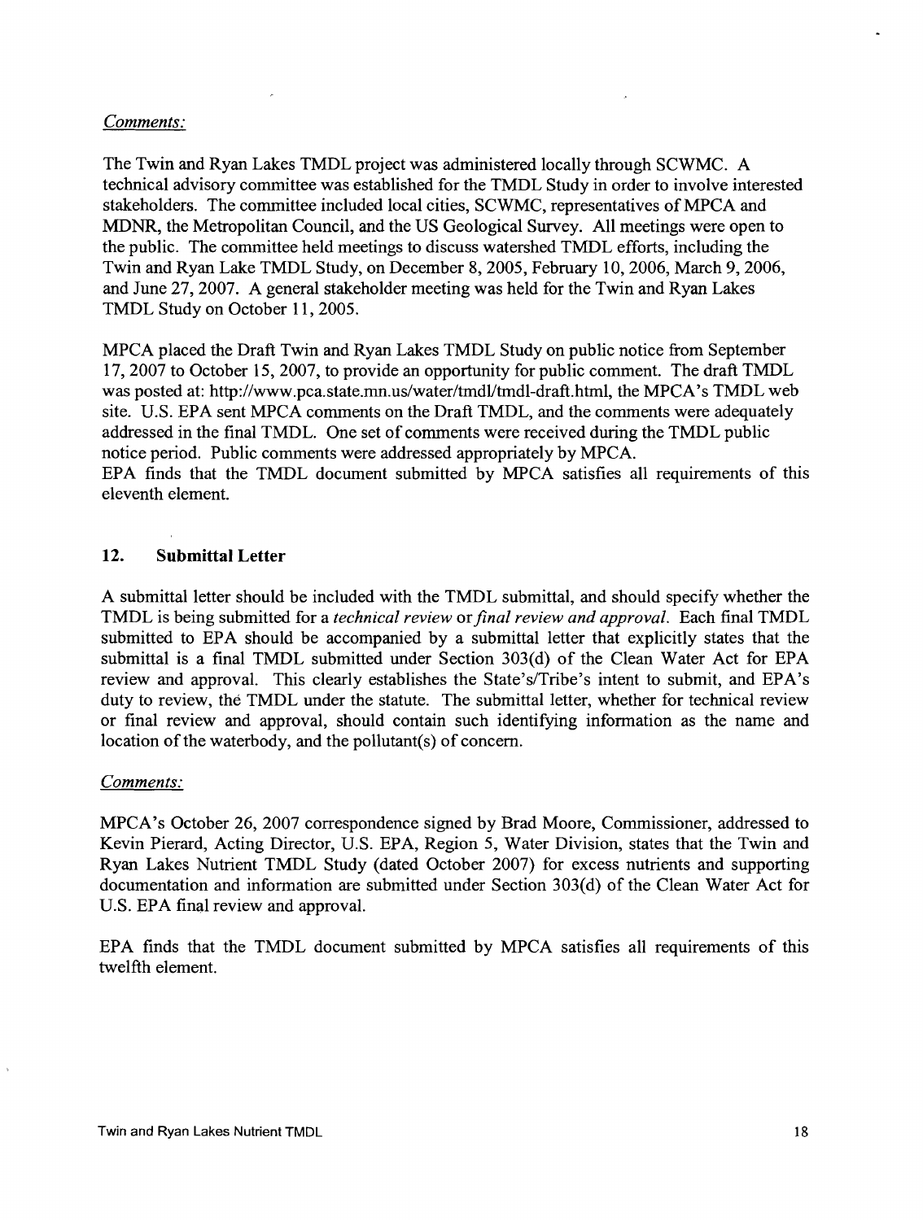*Comments:*

The Twin and Ryan Lakes TMDL project was administered locally through SCWMC. A technical advisory committee was established for the TMDL Study in order to involve interested stakeholders. The committee included local cities, SCWMC, representatives of MPCA and MDNR, the Metropolitan Council, and the US Geological Survey. All meetings were open to the public. The committee held meetings to discuss watershed TMDL efforts, including the Twin and Ryan Lake TMDL Study, on December 8, 2005, February 10, 2006, March 9, 2006, and June 27, 2007. A general stakeholder meeting was held for the Twin and Ryan Lakes TMDL Study on October 11, 2005.

MPCA placed the Draft Twin and Ryan Lakes TMDL Study on public notice from September 17, 2007 to October 15, 2007, to provide an opportunity for public comment. The draft TMDL was posted at: http://www.pca.state.mn.us/water/tmdl/tmdl-draft.html, the MPCA's TMDL web site. U.S. EPA sent MPCA comments on the Draft TMDL, and the comments were adequately addressed in the final TMDL. One set of comments were received during the TMDL public notice period. Public comments were addressed appropriately by MPCA.
EPA finds that the TMDL document submitted by MPCA satisfies all requirements of this eleventh element.

## 12. Submittal Letter

A submittal letter should be included with the TMDL submittal, and should specify whether the TMDL is being submitted for a *technical review* or *final review and approval*. Each final TMDL submitted to EPA should be accompanied by a submittal letter that explicitly states that the submittal is a final TMDL submitted under Section 303(d) of the Clean Water Act for EPA review and approval. This clearly establishes the State's/Tribe's intent to submit, and EPA's duty to review, the TMDL under the statute. The submittal letter, whether for technical review or final review and approval, should contain such identifying information as the name and location of the waterbody, and the pollutant(s) of concern.

*Comments:*

MPCA's October 26, 2007 correspondence signed by Brad Moore, Commissioner, addressed to Kevin Pierard, Acting Director, U.S. EPA, Region 5, Water Division, states that the Twin and Ryan Lakes Nutrient TMDL Study (dated October 2007) for excess nutrients and supporting documentation and information are submitted under Section 303(d) of the Clean Water Act for U.S. EPA final review and approval.

EPA finds that the TMDL document submitted by MPCA satisfies all requirements of this twelfth element.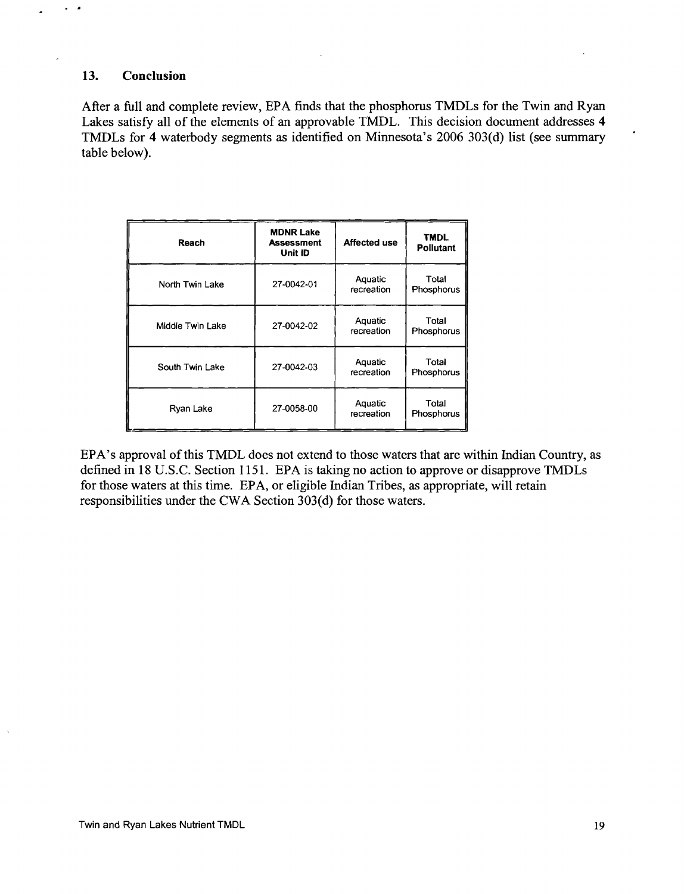## 13. Conclusion

After a full and complete review, EPA finds that the phosphorus TMDLs for the Twin and Ryan Lakes satisfy all of the elements of an approvable TMDL. This decision document addresses 4 TMDLs for 4 waterbody segments as identified on Minnesota's 2006 303(d) list (see summary table below).

| Reach | MDNR Lake Assessment Unit ID | Affected use | TMDL Pollutant |
|---|---|---|---|
| North Twin Lake | 27-0042-01 | Aquatic recreation | Total Phosphorus |
| Middle Twin Lake | 27-0042-02 | Aquatic recreation | Total Phosphorus |
| South Twin Lake | 27-0042-03 | Aquatic recreation | Total Phosphorus |
| Ryan Lake | 27-0058-00 | Aquatic recreation | Total Phosphorus |

EPA's approval of this TMDL does not extend to those waters that are within Indian Country, as defined in 18 U.S.C. Section 1151. EPA is taking no action to approve or disapprove TMDLs for those waters at this time. EPA, or eligible Indian Tribes, as appropriate, will retain responsibilities under the CWA Section 303(d) for those waters.